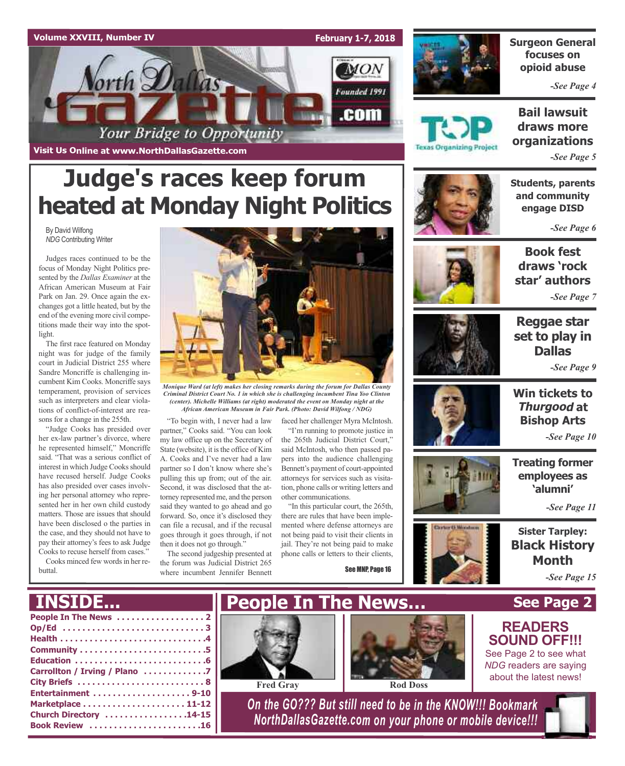Volume XXVIII, Number IV

February 1-7, 2018

# North Dallas Gazette.com

Founded 1991

Your Bridge to Opportunity

Visit Us Online at www.NorthDallasGazette.com

# Judge's races keep forum heated at Monday Night Politics

By David Wilfong
*NDG* Contributing Writer

Judges races continued to be the focus of Monday Night Politics presented by the *Dallas Examiner* at the African American Museum at Fair Park on Jan. 29. Once again the exchanges got a little heated, but by the end of the evening more civil competitions made their way into the spotlight.

The first race featured on Monday night was for judge of the family court in Judicial District 255 where Sandre Moncriffe is challenging incumbent Kim Cooks. Moncriffe says temperament, provision of services such as interpreters and clear violations of conflict-of-interest are reasons for a change in the 255th.

"Judge Cooks has presided over her ex-law partner's divorce, where he represented himself," Moncriffe said. "That was a serious conflict of interest in which Judge Cooks should have recused herself. Judge Cooks has also presided over cases involving her personal attorney who represented her in her own child custody matters. Those are issues that should have been disclosed o the parties in the case, and they should not have to pay their attorney's fees to ask Judge Cooks to recuse herself from cases."

Cooks minced few words in her rebuttal.

*Monique Ward (at left) makes her closing remarks during the forum for Dallas County Criminal District Court No. 1 in which she is challenging incumbent Tina Yoo Clinton (center). Michelle Williams (at right) moderated the event on Monday night at the African American Museum in Fair Park. (Photo: David Wilfong / NDG)*

"To begin with, I never had a law partner," Cooks said. "You can look my law office up on the Secretary of State (website), it is the office of Kim A. Cooks and I've never had a law partner so I don't know where she's pulling this up from; out of the air. Second, it was disclosed that the attorney represented me, and the person said they wanted to go ahead and go forward. So, once it's disclosed they can file a recusal, and if the recusal goes through it goes through, if not then it does not go through."

The second judgeship presented at the forum was Judicial District 265 where incumbent Jennifer Bennett faced her challenger Myra McIntosh.

"I'm running to promote justice in the 265th Judicial District Court," said McIntosh, who then passed papers into the audience challenging Bennett's payment of court-appointed attorneys for services such as visitation, phone calls or writing letters and other communications.

"In this particular court, the 265th, there are rules that have been implemented where defense attorneys are not being paid to visit their clients in jail. They're not being paid to make phone calls or letters to their clients,

See MNP, Page 16

**Surgeon General focuses on opioid abuse** -See Page 4

**Bail lawsuit draws more organizations** -See Page 5

**Students, parents and community engage DISD** -See Page 6

**Book fest draws 'rock star' authors** -See Page 7

**Reggae star set to play in Dallas** -See Page 9

**Win tickets to *Thurgood* at Bishop Arts** -See Page 10

**Treating former employees as 'alumni'** -See Page 11

**Sister Tarpley: Black History Month** -See Page 15

## INSIDE...

- People In The News . . . . . 2
- Op/Ed . . . . . 3
- Health . . . . . 4
- Community . . . . . 5
- Education . . . . . 6
- Carrollton / Irving / Plano . . . . . 7
- City Briefs . . . . . 8
- Entertainment . . . . . 9-10
- Marketplace . . . . . 11-12
- Church Directory . . . . . 14-15
- Book Review . . . . . 16

## People In The News... See Page 2

Fred Gray

Rod Doss

**READERS SOUND OFF!!!**

See Page 2 to see what *NDG* readers are saying about the latest news!

*On the GO??? But still need to be in the KNOW!!! Bookmark NorthDallasGazette.com on your phone or mobile device!!!*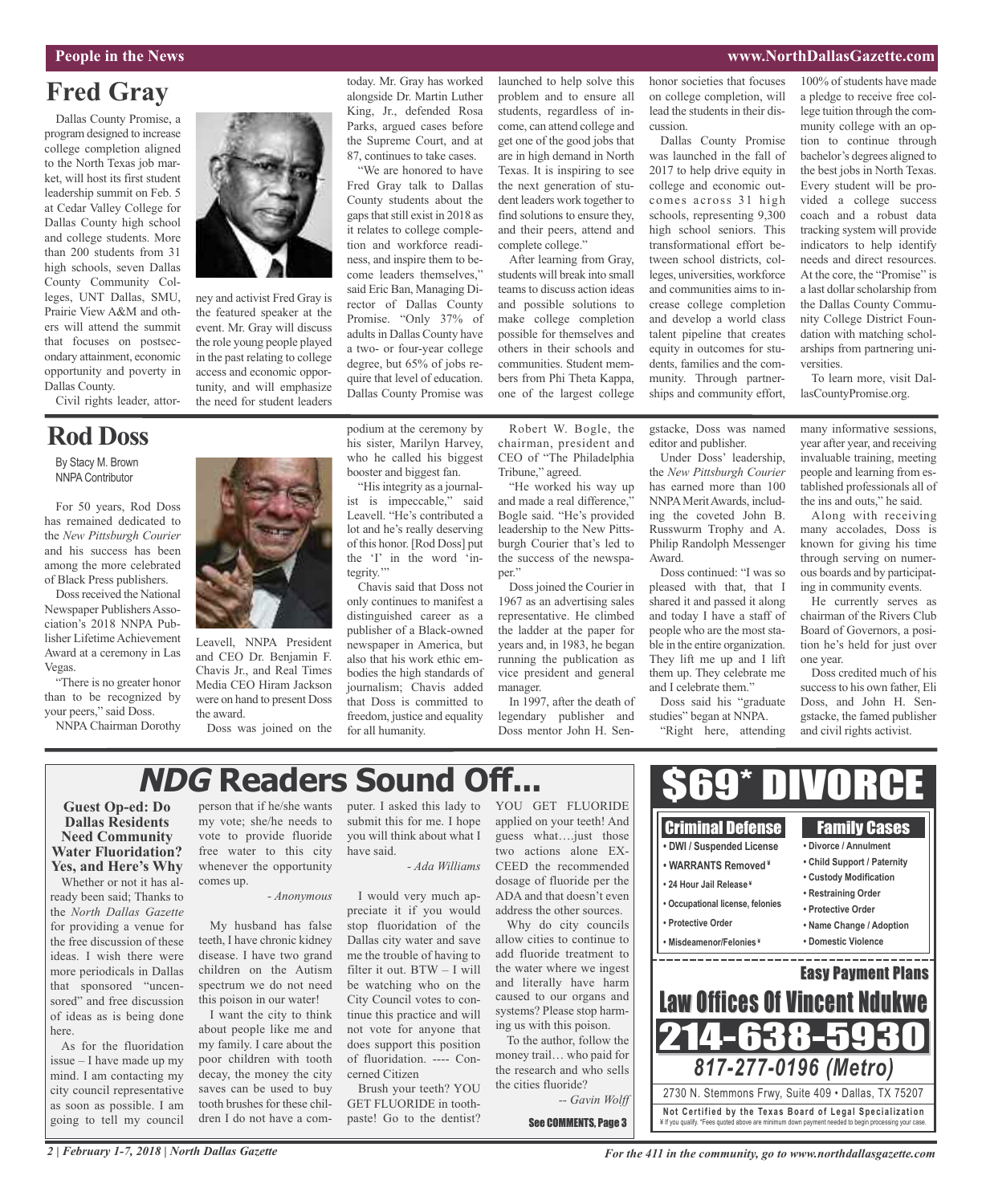## Fred Gray

Dallas County Promise, a program designed to increase college completion aligned to the North Texas job market, will host its first student leadership summit on Feb. 5 at Cedar Valley College for Dallas County high school and college students. More than 200 students from 31 high schools, seven Dallas County Community Colleges, UNT Dallas, SMU, Prairie View A&M and others will attend the summit that focuses on postsecondary attainment, economic opportunity and poverty in Dallas County.

Civil rights leader, attorney and activist Fred Gray is the featured speaker at the event. Mr. Gray will discuss the role young people played in the past relating to college access and economic opportunity, and will emphasize the need for student leaders today. Mr. Gray has worked alongside Dr. Martin Luther King, Jr., defended Rosa Parks, argued cases before the Supreme Court, and at 87, continues to take cases.

"We are honored to have Fred Gray talk to Dallas County students about the gaps that still exist in 2018 as it relates to college completion and workforce readiness, and inspire them to become leaders themselves," said Eric Ban, Managing Director of Dallas County Promise. "Only 37% of adults in Dallas County have a two- or four-year college degree, but 65% of jobs require that level of education. Dallas County Promise was launched to help solve this problem and to ensure all students, regardless of income, can attend college and get one of the good jobs that are in high demand in North Texas. It is inspiring to see the next generation of student leaders work together to find solutions to ensure they, and their peers, attend and complete college."

After learning from Gray, students will break into small teams to discuss action ideas and possible solutions to make college completion possible for themselves and others in their schools and communities. Student members from Phi Theta Kappa, one of the largest college honor societies that focuses on college completion, will lead the students in their discussion.

Dallas County Promise was launched in the fall of 2017 to help drive equity in college and economic outcomes across 31 high schools, representing 9,300 high school seniors. This transformational effort between school districts, colleges, universities, workforce and communities aims to increase college completion and develop a world class talent pipeline that creates equity in outcomes for students, families and the community. Through partnerships and community effort, 100% of students have made a pledge to receive free college tuition through the community college with an option to continue through bachelor's degrees aligned to the best jobs in North Texas. Every student will be provided a college success coach and a robust data tracking system will provide indicators to help identify needs and direct resources. At the core, the "Promise" is a last dollar scholarship from the Dallas County Community College District Foundation with matching scholarships from partnering universities.

To learn more, visit DallasCountyPromise.org.

## Rod Doss

By Stacy M. Brown
NNPA Contributor

For 50 years, Rod Doss has remained dedicated to the *New Pittsburgh Courier* and his success has been among the more celebrated of Black Press publishers.

Doss received the National Newspaper Publishers Association's 2018 NNPA Publisher Lifetime Achievement Award at a ceremony in Las Vegas.

"There is no greater honor than to be recognized by your peers," said Doss.

NNPA Chairman Dorothy Leavell, NNPA President and CEO Dr. Benjamin F. Chavis Jr., and Real Times Media CEO Hiram Jackson were on hand to present Doss the award.

Doss was joined on the podium at the ceremony by his sister, Marilyn Harvey, who he called his biggest booster and biggest fan.

"His integrity as a journalist is impeccable," said Leavell. "He's contributed a lot and he's really deserving of this honor. [Rod Doss] put the 'I' in the word 'integrity.'"

Chavis said that Doss not only continues to manifest a distinguished career as a publisher of a Black-owned newspaper in America, but also that his work ethic embodies the high standards of journalism; Chavis added that Doss is committed to freedom, justice and equality for all humanity.

Robert W. Bogle, the chairman, president and CEO of "The Philadelphia Tribune," agreed.

"He worked his way up and made a real difference," Bogle said. "He's provided leadership to the New Pittsburgh Courier that's led to the success of the newspaper."

Doss joined the Courier in 1967 as an advertising sales representative. He climbed the ladder at the paper for years and, in 1983, he began running the publication as vice president and general manager.

In 1997, after the death of legendary publisher and Doss mentor John H. Sengstacke, Doss was named editor and publisher.

Under Doss' leadership, the *New Pittsburgh Courier* has earned more than 100 NNPA Merit Awards, including the coveted John B. Russwurm Trophy and A. Philip Randolph Messenger Award.

Doss continued: "I was so pleased with that, that I shared it and passed it along and today I have a staff of people who are the most stable in the entire organization. They lift me up and I lift them up. They celebrate me and I celebrate them."

Doss said his "graduate studies" began at NNPA.

"Right here, attending many informative sessions, year after year, and receiving invaluable training, meeting people and learning from established professionals all of the ins and outs," he said.

Along with receiving many accolades, Doss is known for giving his time through serving on numerous boards and by participating in community events.

He currently serves as chairman of the Rivers Club Board of Governors, a position he's held for just over one year.

Doss credited much of his success to his own father, Eli Doss, and John H. Sengstacke, the famed publisher and civil rights activist.

## *NDG* Readers Sound Off...

### Guest Op-ed: Do Dallas Residents Need Community Water Fluoridation? Yes, and Here's Why

Whether or not it has already been said; Thanks to the *North Dallas Gazette* for providing a venue for the free discussion of these ideas. I wish there were more periodicals in Dallas that sponsored "uncensored" and free discussion of ideas as is being done here.

As for the fluoridation issue – I have made up my mind. I am contacting my city council representative as soon as possible. I am going to tell my council person that if he/she wants my vote; she/he needs to vote to provide fluoride free water to this city whenever the opportunity comes up.

*- Anonymous*

My husband has false teeth, I have chronic kidney disease. I have two grand children on the Autism spectrum we do not need this poison in our water!

I want the city to think about people like me and my family. I care about the poor children with tooth decay, the money the city saves can be used to buy tooth brushes for these children I do not have a computer. I asked this lady to submit this for me. I hope you will think about what I have said.

*- Ada Williams*

I would very much appreciate it if you would stop fluoridation of the Dallas city water and save me the trouble of having to filter it out. BTW – I will be watching who on the City Council votes to continue this practice and will not vote for anyone that does support this position of fluoridation. ---- Concerned Citizen

Brush your teeth? YOU GET FLUORIDE in toothpaste! Go to the dentist? YOU GET FLUORIDE applied on your teeth! And guess what….just those two actions alone EXCEED the recommended dosage of fluoride per the ADA and that doesn't even address the other sources.

Why do city councils allow cities to continue to add fluoride treatment to the water where we ingest and literally have harm caused to our organs and systems? Please stop harming us with this poison.

To the author, follow the money trail… who paid for the research and who sells the cities fluoride?

*-- Gavin Wolff*

**See COMMENTS, Page 3**

---

# $69* DIVORCE

**Criminal Defense**
- DWI / Suspended License
- WARRANTS Removed ¥
- 24 Hour Jail Release ¥
- Occupational license, felonies
- Protective Order
- Misdeamenor/Felonies ¥

**Family Cases**
- Divorce / Annulment
- Child Support / Paternity
- Custody Modification
- Restraining Order
- Protective Order
- Name Change / Adoption
- Domestic Violence

**Easy Payment Plans**

**Law Offices Of Vincent Ndukwe**

**214-638-5930**

*817-277-0196 (Metro)*

2730 N. Stemmons Frwy, Suite 409 • Dallas, TX 75207

**Not Certified by the Texas Board of Legal Specialization**
¥ If you qualify. *Fees quoted above are minimum down payment needed to begin processing your case.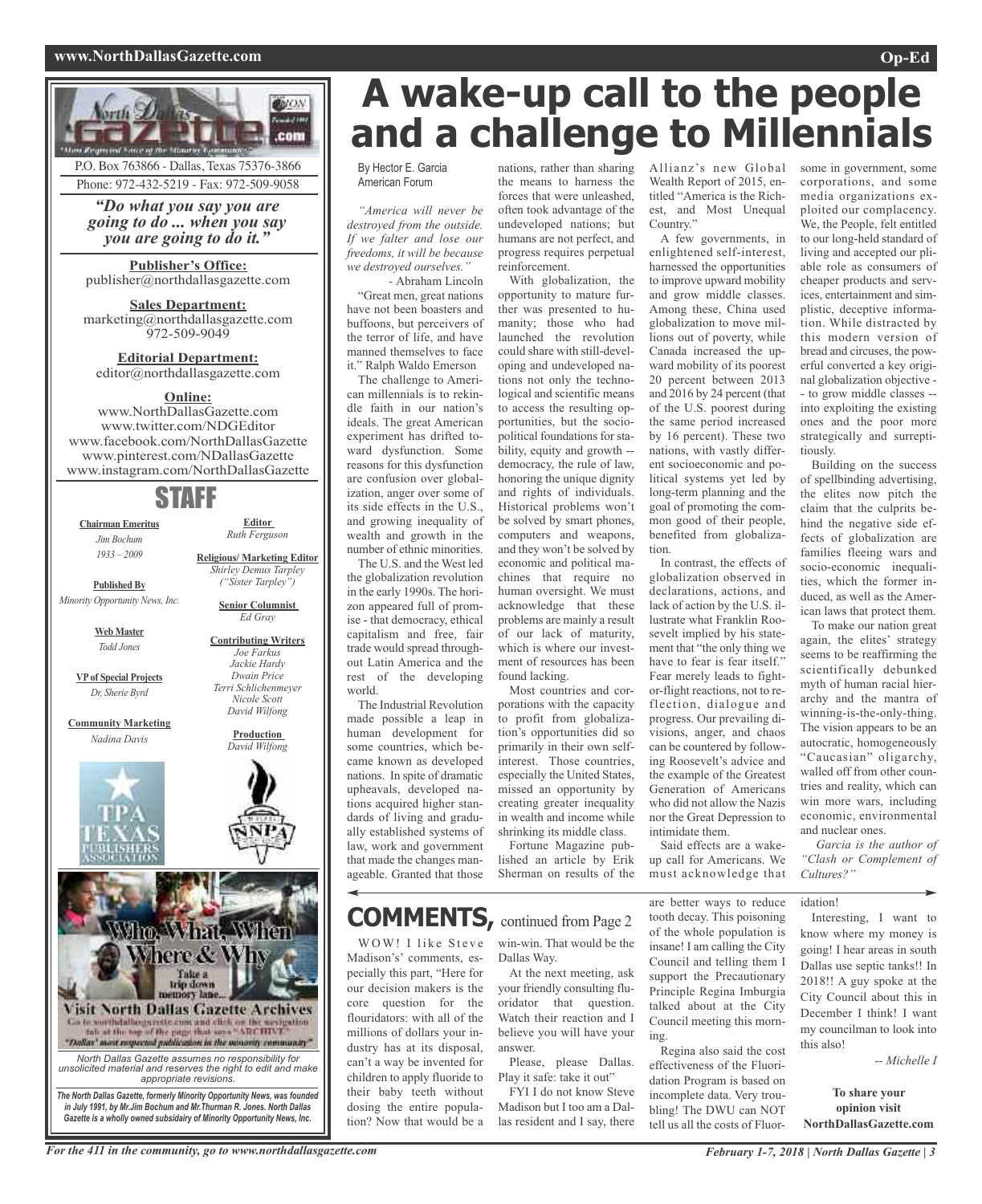P.O. Box 763866 - Dallas, Texas 75376-3866

Phone: 972-432-5219 - Fax: 972-509-9058

*"Do what you say you are going to do ... when you say you are going to do it."*

**Publisher's Office:**
publisher@northdallasgazette.com

**Sales Department:**
marketing@northdallasgazette.com
972-509-9049

**Editorial Department:**
editor@northdallasgazette.com

**Online:**
www.NorthDallasGazette.com
www.twitter.com/NDGEditor
www.facebook.com/NorthDallasGazette
www.pinterest.com/NDallasGazette
www.instagram.com/NorthDallasGazette

## STAFF

**Chairman Emeritus**
*Jim Bochum*
*1933 – 2009*

**Published By**
*Minority Opportunity News, Inc.*

**Web Master**
*Todd Jones*

**VP of Special Projects**
*Dr. Sherie Byrd*

**Community Marketing**
*Nadina Davis*

**Editor**
*Ruth Ferguson*

**Religious/ Marketing Editor**
*Shirley Demus Tarpley ("Sister Tarpley")*

**Senior Columnist**
*Ed Gray*

**Contributing Writers**
*Joe Farkus*
*Jackie Hardy*
*Dwain Price*
*Terri Schlichenmeyer*
*Nicole Scott*
*David Wilfong*

**Production**
*David Wilfong*

Who, What, When Where & Why

Take a trip down memory lane...

Visit North Dallas Gazette Archives

Go to northdallasgazette.com and click on the navigation tab at the top of the page that says "ARCHIVE"

"Dallas' most respected publication in the minority community"

*North Dallas Gazette assumes no responsibility for unsolicited material and reserves the right to edit and make appropriate revisions.*

***The North Dallas Gazette, formerly Minority Opportunity News, was founded in July 1991, by Mr.Jim Bochum and Mr.Thurman R. Jones. North Dallas Gazette is a wholly owned subsidairy of Minority Opportunity News, Inc.***

# A wake-up call to the people and a challenge to Millennials

By Hector E. Garcia
American Forum

*"America will never be destroyed from the outside. If we falter and lose our freedoms, it will be because we destroyed ourselves."*

- Abraham Lincoln

"Great men, great nations have not been boasters and buffoons, but perceivers of the terror of life, and have manned themselves to face it." Ralph Waldo Emerson

The challenge to American millennials is to rekindle faith in our nation's ideals. The great American experiment has drifted toward dysfunction. Some reasons for this dysfunction are confusion over globalization, anger over some of its side effects in the U.S., and growing inequality of wealth and growth in the number of ethnic minorities.

The U.S. and the West led the globalization revolution in the early 1990s. The horizon appeared full of promise - that democracy, ethical capitalism and free, fair trade would spread throughout Latin America and the rest of the developing world.

The Industrial Revolution made possible a leap in human development for some countries, which became known as developed nations. In spite of dramatic upheavals, developed nations acquired higher standards of living and gradually established systems of law, work and government that made the changes manageable. Granted that those nations, rather than sharing the means to harness the forces that were unleashed, often took advantage of the undeveloped nations; but humans are not perfect, and progress requires perpetual reinforcement.

With globalization, the opportunity to mature further was presented to humanity; those who had launched the revolution could share with still-developing and undeveloped nations not only the technological and scientific means to access the resulting opportunities, but the sociopolitical foundations for stability, equity and growth -- democracy, the rule of law, honoring the unique dignity and rights of individuals. Historical problems won't be solved by smart phones, computers and weapons, and they won't be solved by economic and political machines that require no human oversight. We must acknowledge that these problems are mainly a result of our lack of maturity, which is where our investment of resources has been found lacking.

Most countries and corporations with the capacity to profit from globalization's opportunities did so primarily in their own self-interest. Those countries, especially the United States, missed an opportunity by creating greater inequality in wealth and income while shrinking its middle class.

Fortune Magazine published an article by Erik Sherman on results of the Allianz's new Global Wealth Report of 2015, entitled "America is the Richest, and Most Unequal Country."

A few governments, in enlightened self-interest, harnessed the opportunities to improve upward mobility and grow middle classes. Among these, China used globalization to move millions out of poverty, while Canada increased the upward mobility of its poorest 20 percent between 2013 and 2016 by 24 percent (that of the U.S. poorest during the same period increased by 16 percent). These two nations, with vastly different socioeconomic and political systems yet led by long-term planning and the goal of promoting the common good of their people, benefited from globalization.

In contrast, the effects of globalization observed in declarations, actions, and lack of action by the U.S. illustrate what Franklin Roosevelt implied by his statement that "the only thing we have to fear is fear itself." Fear merely leads to fight-or-flight reactions, not to reflection, dialogue and progress. Our prevailing divisions, anger, and chaos can be countered by following Roosevelt's advice and the example of the Greatest Generation of Americans who did not allow the Nazis nor the Great Depression to intimidate them.

Said effects are a wake-up call for Americans. We must acknowledge that some in government, some corporations, and some media organizations exploited our complacency. We, the People, felt entitled to our long-held standard of living and accepted our pliable role as consumers of cheaper products and services, entertainment and simplistic, deceptive information. While distracted by this modern version of bread and circuses, the powerful converted a key original globalization objective -- to grow middle classes -- into exploiting the existing ones and the poor more strategically and surreptitiously.

Building on the success of spellbinding advertising, the elites now pitch the claim that the culprits behind the negative side effects of globalization are families fleeing wars and socio-economic inequalities, which the former induced, as well as the American laws that protect them.

To make our nation great again, the elites' strategy seems to be reaffirming the scientifically debunked myth of human racial hierarchy and the mantra of winning-is-the-only-thing. The vision appears to be an autocratic, homogeneously "Caucasian" oligarchy, walled off from other countries and reality, which can win more wars, including economic, environmental and nuclear ones.

*Garcia is the author of "Clash or Complement of Cultures?"*

## COMMENTS, continued from Page 2

WOW! I like Steve Madison's' comments, especially this part, "Here for our decision makers is the core question for the flouridators: with all of the millions of dollars your industry has at its disposal, can't a way be invented for children to apply fluoride to their baby teeth without dosing the entire population? Now that would be a win-win. That would be the Dallas Way.

At the next meeting, ask your friendly consulting fluoridator that question. Watch their reaction and I believe you will have your answer.

Please, please Dallas. Play it safe: take it out"

FYI I do not know Steve Madison but I too am a Dallas resident and I say, there are better ways to reduce tooth decay. This poisoning of the whole population is insane! I am calling the City Council and telling them I support the Precautionary Principle Regina Imburgia talked about at the City Council meeting this morning.

Regina also said the cost effectiveness of the Fluoridation Program is based on incomplete data. Very troubling! The DWU can NOT tell us all the costs of Fluoridation!

Interesting, I want to know where my money is going! I hear areas in south Dallas use septic tanks!! In 2018!! A guy spoke at the City Council about this in December I think! I want my councilman to look into this also!

*-- Michelle I*

**To share your opinion visit NorthDallasGazette.com**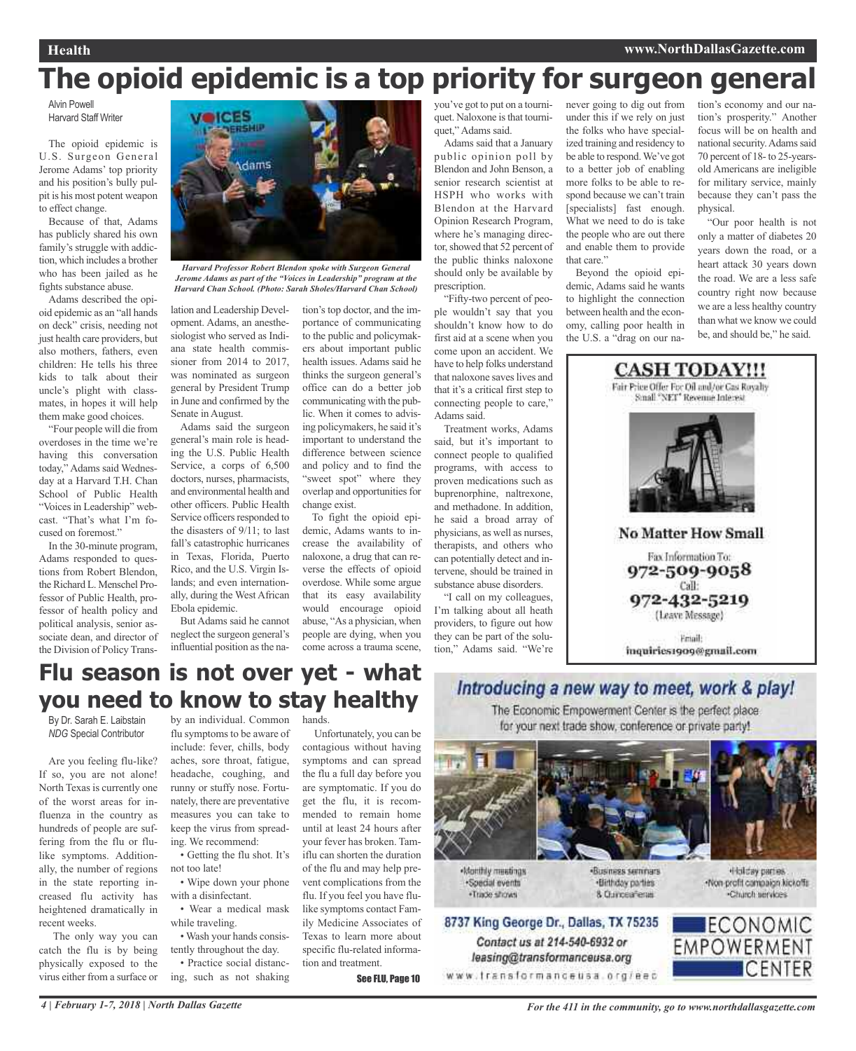# The opioid epidemic is a top priority for surgeon general

Alvin Powell
Harvard Staff Writer

The opioid epidemic is U.S. Surgeon General Jerome Adams' top priority and his position's bully pulpit is his most potent weapon to effect change.

Because of that, Adams has publicly shared his own family's struggle with addiction, which includes a brother who has been jailed as he fights substance abuse.

Adams described the opioid epidemic as an "all hands on deck" crisis, needing not just health care providers, but also mothers, fathers, even children: He tells his three kids to talk about their uncle's plight with classmates, in hopes it will help them make good choices.

"Four people will die from overdoses in the time we're having this conversation today," Adams said Wednesday at a Harvard T.H. Chan School of Public Health "Voices in Leadership" webcast. "That's what I'm focused on foremost."

In the 30-minute program, Adams responded to questions from Robert Blendon, the Richard L. Menschel Professor of Public Health, professor of health policy and political analysis, senior associate dean, and director of the Division of Policy Translation and Leadership Development. Adams, an anesthesiologist who served as Indiana state health commissioner from 2014 to 2017, was nominated as surgeon general by President Trump in June and confirmed by the Senate in August.

*Harvard Professor Robert Blendon spoke with Surgeon General Jerome Adams as part of the "Voices in Leadership" program at the Harvard Chan School. (Photo: Sarah Sholes/Harvard Chan School)*

Adams said the surgeon general's main role is heading the U.S. Public Health Service, a corps of 6,500 doctors, nurses, pharmacists, and environmental health and other officers. Public Health Service officers responded to the disasters of 9/11; to last fall's catastrophic hurricanes in Texas, Florida, Puerto Rico, and the U.S. Virgin Islands; and even internationally, during the West African Ebola epidemic.

But Adams said he cannot neglect the surgeon general's influential position as the nation's top doctor, and the importance of communicating to the public and policymakers about important public health issues. Adams said he thinks the surgeon general's office can do a better job communicating with the public. When it comes to advising policymakers, he said it's important to understand the difference between science and policy and to find the "sweet spot" where they overlap and opportunities for change exist.

To fight the opioid epidemic, Adams wants to increase the availability of naloxone, a drug that can reverse the effects of opioid overdose. While some argue that its easy availability would encourage opioid abuse, "As a physician, when people are dying, when you come across a trauma scene, you've got to put on a tourniquet. Naloxone is that tourniquet," Adams said.

Adams said that a January public opinion poll by Blendon and John Benson, a senior research scientist at HSPH who works with Blendon at the Harvard Opinion Research Program, where he's managing director, showed that 52 percent of the public thinks naloxone should only be available by prescription.

"Fifty-two percent of people wouldn't say that you shouldn't know how to do first aid at a scene when you come upon an accident. We have to help folks understand that naloxone saves lives and that it's a critical first step to connecting people to care," Adams said.

Treatment works, Adams said, but it's important to connect people to qualified programs, with access to proven medications such as buprenorphine, naltrexone, and methadone. In addition, he said a broad array of physicians, as well as nurses, therapists, and others who can potentially detect and intervene, should be trained in substance abuse disorders.

"I call on my colleagues, I'm talking about all heath providers, to figure out how they can be part of the solution," Adams said. "We're never going to dig out from under this if we rely on just the folks who have specialized training and residency to be able to respond. We've got to a better job of enabling more folks to be able to respond because we can't train [specialists] fast enough. What we need to do is take the people who are out there and enable them to provide that care."

Beyond the opioid epidemic, Adams said he wants to highlight the connection between health and the economy, calling poor health in the U.S. a "drag on our nation's economy and our nation's prosperity." Another focus will be on health and national security. Adams said 70 percent of 18- to 25-years-old Americans are ineligible for military service, mainly because they can't pass the physical.

"Our poor health is not only a matter of diabetes 20 years down the road, or a heart attack 30 years down the road. We are a less safe country right now because we are a less healthy country than what we know we could be, and should be," he said.

**CASH TODAY!!!**
Fair Price Offer For Oil and/or Gas Royalty
Small "NET" Revenue Interest

**No Matter How Small**

Fax Information To:
972-509-9058
Call:
972-432-5219
(Leave Message)

Email:
inquiries1909@gmail.com

# Flu season is not over yet - what you need to know to stay healthy

By Dr. Sarah E. Laibstain
*NDG* Special Contributor

Are you feeling flu-like? If so, you are not alone! North Texas is currently one of the worst areas for influenza in the country as hundreds of people are suffering from the flu or flu-like symptoms. Additionally, the number of regions in the state reporting increased flu activity has heightened dramatically in recent weeks.

The only way you can catch the flu is by being physically exposed to the virus either from a surface or by an individual. Common flu symptoms to be aware of include: fever, chills, body aches, sore throat, fatigue, headache, coughing, and runny or stuffy nose. Fortunately, there are preventative measures you can take to keep the virus from spreading. We recommend:

- Getting the flu shot. It's not too late!
- Wipe down your phone with a disinfectant.
- Wear a medical mask while traveling.
- Wash your hands consistently throughout the day.
- Practice social distancing, such as not shaking hands.

Unfortunately, you can be contagious without having symptoms and can spread the flu a full day before you are symptomatic. If you do get the flu, it is recommended to remain home until at least 24 hours after your fever has broken. Tamiflu can shorten the duration of the flu and may help prevent complications from the flu. If you feel you have flu-like symptoms contact Family Medicine Associates of Texas to learn more about specific flu-related information and treatment.

See FLU, Page 10

*Introducing a new way to meet, work & play!*

The Economic Empowerment Center is the perfect place for your next trade show, conference or private party!

- Monthly meetings
- Special events
- Trade shows
- Business seminars
- Birthday parties
- & Quinceañeras
- Holiday parties
- Non-profit campaign kickoffs
- Church services

**8737 King George Dr., Dallas, TX 75235**
*Contact us at 214-540-6932 or leasing@transformanceusa.org*
www.transformanceusa.org/eec

ECONOMIC EMPOWERMENT CENTER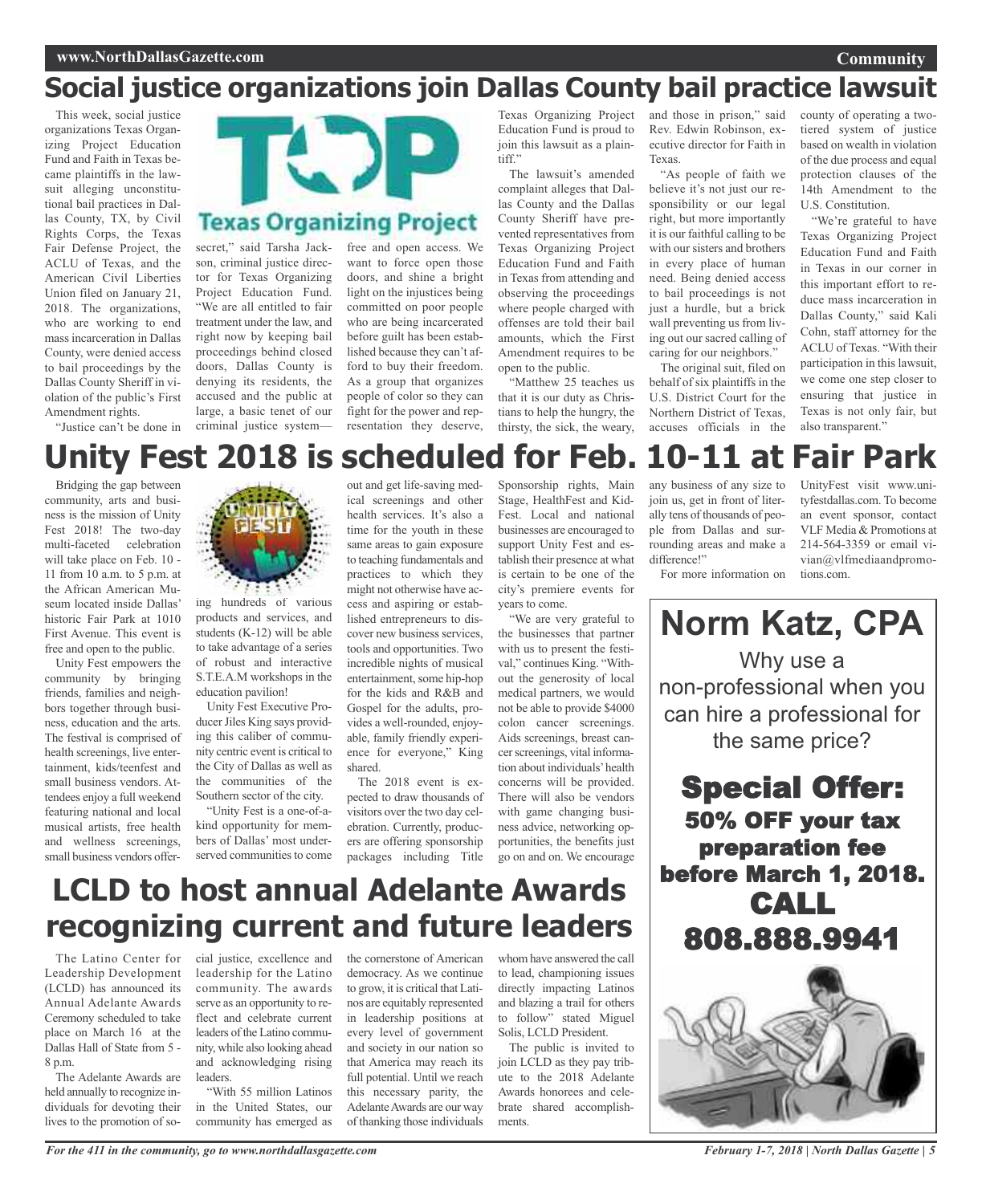# Social justice organizations join Dallas County bail practice lawsuit

This week, social justice organizations Texas Organizing Project Education Fund and Faith in Texas became plaintiffs in the lawsuit alleging unconstitutional bail practices in Dallas County, TX, by Civil Rights Corps, the Texas Fair Defense Project, the ACLU of Texas, and the American Civil Liberties Union filed on January 21, 2018. The organizations, who are working to end mass incarceration in Dallas County, were denied access to bail proceedings by the Dallas County Sheriff in violation of the public's First Amendment rights.

"Justice can't be done in secret," said Tarsha Jackson, criminal justice director for Texas Organizing Project Education Fund. "We are all entitled to fair treatment under the law, and right now by keeping bail proceedings behind closed doors, Dallas County is denying its residents, the accused and the public at large, a basic tenet of our criminal justice system—free and open access. We want to force open those doors, and shine a bright light on the injustices being committed on poor people who are being incarcerated before guilt has been established because they can't afford to buy their freedom. As a group that organizes people of color so they can fight for the power and representation they deserve, Texas Organizing Project Education Fund is proud to join this lawsuit as a plaintiff."

The lawsuit's amended complaint alleges that Dallas County and the Dallas County Sheriff have prevented representatives from Texas Organizing Project Education Fund and Faith in Texas from attending and observing the proceedings where people charged with offenses are told their bail amounts, which the First Amendment requires to be open to the public.

"Matthew 25 teaches us that it is our duty as Christians to help the hungry, the thirsty, the sick, the weary, and those in prison," said Rev. Edwin Robinson, executive director for Faith in Texas.

"As people of faith we believe it's not just our responsibility or our legal right, but more importantly it is our faithful calling to be with our sisters and brothers in every place of human need. Being denied access to bail proceedings is not just a hurdle, but a brick wall preventing us from living out our sacred calling of caring for our neighbors."

The original suit, filed on behalf of six plaintiffs in the U.S. District Court for the Northern District of Texas, accuses officials in the county of operating a two-tiered system of justice based on wealth in violation of the due process and equal protection clauses of the 14th Amendment to the U.S. Constitution.

"We're grateful to have Texas Organizing Project Education Fund and Faith in Texas in our corner in this important effort to reduce mass incarceration in Dallas County," said Kali Cohn, staff attorney for the ACLU of Texas. "With their participation in this lawsuit, we come one step closer to ensuring that justice in Texas is not only fair, but also transparent."

# Unity Fest 2018 is scheduled for Feb. 10-11 at Fair Park

Bridging the gap between community, arts and business is the mission of Unity Fest 2018! The two-day multi-faceted celebration will take place on Feb. 10 - 11 from 10 a.m. to 5 p.m. at the African American Museum located inside Dallas' historic Fair Park at 1010 First Avenue. This event is free and open to the public.

Unity Fest empowers the community by bringing friends, families and neighbors together through business, education and the arts. The festival is comprised of health screenings, live entertainment, kids/teenfest and small business vendors. Attendees enjoy a full weekend featuring national and local musical artists, free health and wellness screenings, small business vendors offering hundreds of various products and services, and students (K-12) will be able to take advantage of a series of robust and interactive S.T.E.A.M workshops in the education pavilion!

Unity Fest Executive Producer Jiles King says providing this caliber of community centric event is critical to the City of Dallas as well as the communities of the Southern sector of the city.

"Unity Fest is a one-of-a-kind opportunity for members of Dallas' most underserved communities to come out and get life-saving medical screenings and other health services. It's also a time for the youth in these same areas to gain exposure to teaching fundamentals and practices to which they might not otherwise have access and aspiring or established entrepreneurs to discover new business services, tools and opportunities. Two incredible nights of musical entertainment, some hip-hop for the kids and R&B and Gospel for the adults, provides a well-rounded, enjoyable, family friendly experience for everyone," King shared.

The 2018 event is expected to draw thousands of visitors over the two day celebration. Currently, producers are offering sponsorship packages including Title Sponsorship rights, Main Stage, HealthFest and KidFest. Local and national businesses are encouraged to support Unity Fest and establish their presence at what is certain to be one of the city's premiere events for years to come.

"We are very grateful to the businesses that partner with us to present the festival," continues King. "Without the generosity of local medical partners, we would not be able to provide $4000 colon cancer screenings. Aids screenings, breast cancer screenings, vital information about individuals' health concerns will be provided. There will also be vendors with game changing business advice, networking opportunities, the benefits just go on and on. We encourage any business of any size to join us, get in front of literally tens of thousands of people from Dallas and surrounding areas and make a difference!"

For more information on UnityFest visit www.unityfestdallas.com. To become an event sponsor, contact VLF Media & Promotions at 214-564-3359 or email vivian@vlfmediaandpromotions.com.

# LCLD to host annual Adelante Awards recognizing current and future leaders

The Latino Center for Leadership Development (LCLD) has announced its Annual Adelante Awards Ceremony scheduled to take place on March 16 at the Dallas Hall of State from 5 - 8 p.m.

The Adelante Awards are held annually to recognize individuals for devoting their lives to the promotion of social justice, excellence and leadership for the Latino community. The awards serve as an opportunity to reflect and celebrate current leaders of the Latino community, while also looking ahead and acknowledging rising leaders.

"With 55 million Latinos in the United States, our community has emerged as the cornerstone of American democracy. As we continue to grow, it is critical that Latinos are equitably represented in leadership positions at every level of government and society in our nation so that America may reach its full potential. Until we reach this necessary parity, the Adelante Awards are our way of thanking those individuals whom have answered the call to lead, championing issues directly impacting Latinos and blazing a trail for others to follow" stated Miguel Solis, LCLD President.

The public is invited to join LCLD as they pay tribute to the 2018 Adelante Awards honorees and celebrate shared accomplishments.

---

**Norm Katz, CPA**

Why use a non-professional when you can hire a professional for the same price?

**Special Offer: 50% OFF your tax preparation fee before March 1, 2018. CALL 808.888.9941**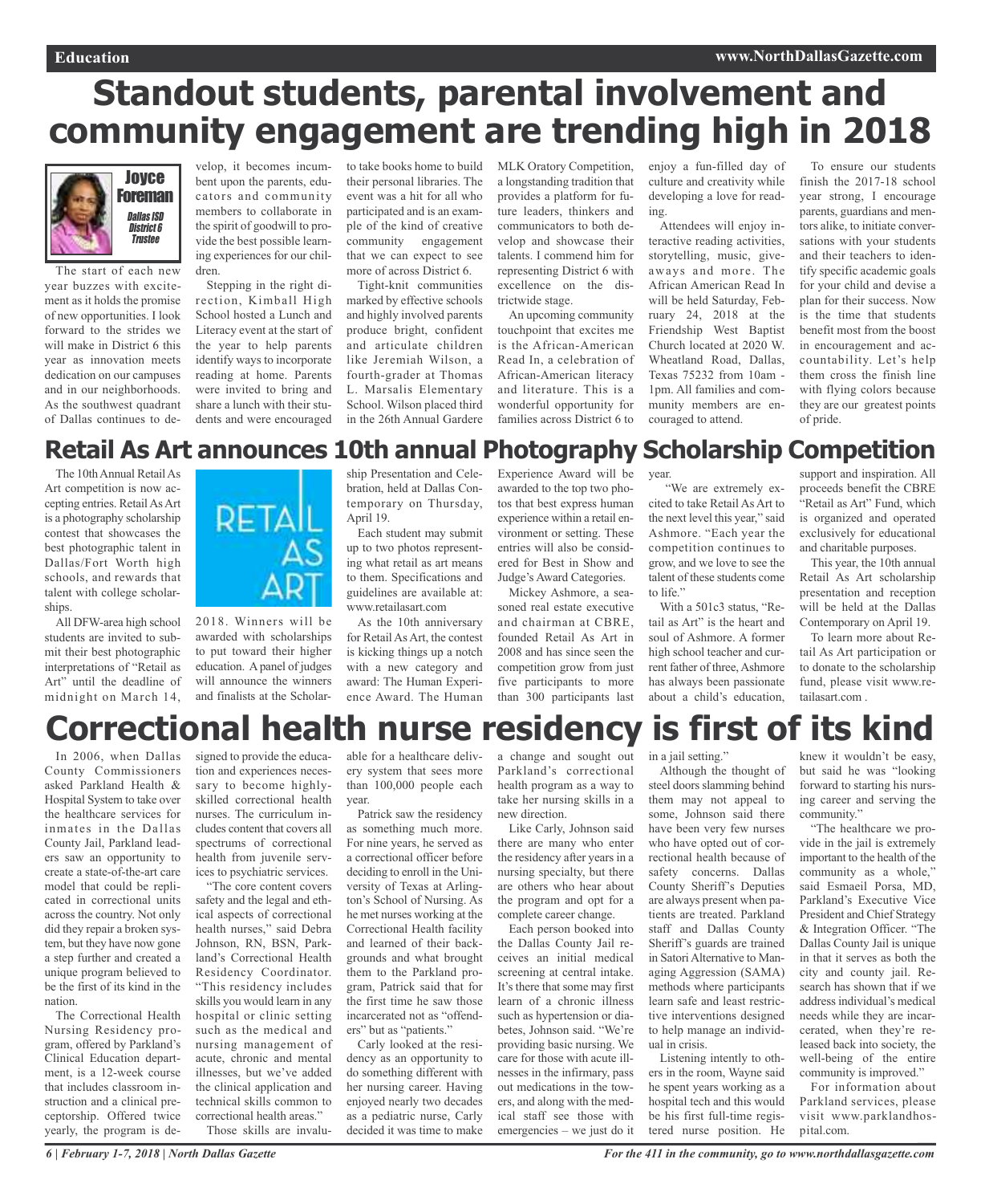# Standout students, parental involvement and community engagement are trending high in 2018

**Joyce Foreman**
*Dallas ISD District 6 Trustee*

The start of each new year buzzes with excitement as it holds the promise of new opportunities. I look forward to the strides we will make in District 6 this year as innovation meets dedication on our campuses and in our neighborhoods. As the southwest quadrant of Dallas continues to develop, it becomes incumbent upon the parents, educators and community members to collaborate in the spirit of goodwill to provide the best possible learning experiences for our children.

Stepping in the right direction, Kimball High School hosted a Lunch and Literacy event at the start of the year to help parents identify ways to incorporate reading at home. Parents were invited to bring and share a lunch with their students and were encouraged to take books home to build their personal libraries. The event was a hit for all who participated and is an example of the kind of creative community engagement that we can expect to see more of across District 6.

Tight-knit communities marked by effective schools and highly involved parents produce bright, confident and articulate children like Jeremiah Wilson, a fourth-grader at Thomas L. Marsalis Elementary School. Wilson placed third in the 26th Annual Gardere MLK Oratory Competition, a longstanding tradition that provides a platform for future leaders, thinkers and communicators to both develop and showcase their talents. I commend him for representing District 6 with excellence on the districtwide stage.

An upcoming community touchpoint that excites me is the African-American Read In, a celebration of African-American literacy and literature. This is a wonderful opportunity for families across District 6 to enjoy a fun-filled day of culture and creativity while developing a love for reading.

Attendees will enjoy interactive reading activities, storytelling, music, giveaways and more. The African American Read In will be held Saturday, February 24, 2018 at the Friendship West Baptist Church located at 2020 W. Wheatland Road, Dallas, Texas 75232 from 10am - 1pm. All families and community members are encouraged to attend.

To ensure our students finish the 2017-18 school year strong, I encourage parents, guardians and mentors alike, to initiate conversations with your students and their teachers to identify specific academic goals for your child and devise a plan for their success. Now is the time that students benefit most from the boost in encouragement and accountability. Let's help them cross the finish line with flying colors because they are our greatest points of pride.

# Retail As Art announces 10th annual Photography Scholarship Competition

The 10th Annual Retail As Art competition is now accepting entries. Retail As Art is a photography scholarship contest that showcases the best photographic talent in Dallas/Fort Worth high schools, and rewards that talent with college scholarships.

All DFW-area high school students are invited to submit their best photographic interpretations of "Retail as Art" until the deadline of midnight on March 14, 2018. Winners will be awarded with scholarships to put toward their higher education. A panel of judges will announce the winners and finalists at the Scholarship Presentation and Celebration, held at Dallas Contemporary on Thursday, April 19.

Each student may submit up to two photos representing what retail as art means to them. Specifications and guidelines are available at: www.retailasart.com

As the 10th anniversary for Retail As Art, the contest is kicking things up a notch with a new category and award: The Human Experience Award. The Human Experience Award will be awarded to the top two photos that best express human experience within a retail environment or setting. These entries will also be considered for Best in Show and Judge's Award Categories.

Mickey Ashmore, a seasoned real estate executive and chairman at CBRE, founded Retail As Art in 2008 and has since seen the competition grow from just five participants to more than 300 participants last year.

"We are extremely excited to take Retail As Art to the next level this year," said Ashmore. "Each year the competition continues to grow, and we love to see the talent of these students come to life."

With a 501c3 status, "Retail as Art" is the heart and soul of Ashmore. A former high school teacher and current father of three, Ashmore has always been passionate about a child's education, support and inspiration. All proceeds benefit the CBRE "Retail as Art" Fund, which is organized and operated exclusively for educational and charitable purposes.

This year, the 10th annual Retail As Art scholarship presentation and reception will be held at the Dallas Contemporary on April 19.

To learn more about Retail As Art participation or to donate to the scholarship fund, please visit www.retailsart.com .

# Correctional health nurse residency is first of its kind

In 2006, when Dallas County Commissioners asked Parkland Health & Hospital System to take over the healthcare services for inmates in the Dallas County Jail, Parkland leaders saw an opportunity to create a state-of-the-art care model that could be replicated in correctional units across the country. Not only did they repair a broken system, but they have now gone a step further and created a unique program believed to be the first of its kind in the nation.

The Correctional Health Nursing Residency program, offered by Parkland's Clinical Education department, is a 12-week course that includes classroom instruction and a clinical preceptorship. Offered twice yearly, the program is designed to provide the education and experiences necessary to become highly-skilled correctional health nurses. The curriculum includes content that covers all spectrums of correctional health from juvenile services to psychiatric services.

"The core content covers safety and the legal and ethical aspects of correctional health nurses," said Debra Johnson, RN, BSN, Parkland's Correctional Health Residency Coordinator. "This residency includes skills you would learn in any hospital or clinic setting such as the medical and nursing management of acute, chronic and mental illnesses, but we've added the clinical application and technical skills common to correctional health areas."

Those skills are invaluable for a healthcare delivery system that sees more than 100,000 people each year.

Patrick saw the residency as something much more. For nine years, he served as a correctional officer before deciding to enroll in the University of Texas at Arlington's School of Nursing. As he met nurses working at the Correctional Health facility and learned of their backgrounds and what brought them to the Parkland program, Patrick said that for the first time he saw those incarcerated not as "offenders" but as "patients."

Carly looked at the residency as an opportunity to do something different with her nursing career. Having enjoyed nearly two decades as a pediatric nurse, Carly decided it was time to make a change and sought out Parkland's correctional health program as a way to take her nursing skills in a new direction.

Like Carly, Johnson said there are many who enter the residency after years in a nursing specialty, but there are others who hear about the program and opt for a complete career change.

Each person booked into the Dallas County Jail receives an initial medical screening at central intake. It's there that some may first learn of a chronic illness such as hypertension or diabetes, Johnson said. "We're providing basic nursing. We care for those with acute illnesses in the infirmary, pass out medications in the towers, and along with the medical staff see those with emergencies – we just do it in a jail setting."

Although the thought of steel doors slamming behind them may not appeal to some, Johnson said there have been very few nurses who have opted out of correctional health because of safety concerns. Dallas County Sheriff's Deputies are always present when patients are treated. Parkland staff and Dallas County Sheriff's guards are trained in Satori Alternative to Managing Aggression (SAMA) methods where participants learn safe and least restrictive interventions designed to help manage an individual in crisis.

Listening intently to others in the room, Wayne said he spent years working as a hospital tech and this would be his first full-time registered nurse position. He knew it wouldn't be easy, but said he was "looking forward to starting his nursing career and serving the community."

"The healthcare we provide in the jail is extremely important to the community as a whole," said Esmaeil Porsa, MD, Parkland's Executive Vice President and Chief Strategy & Integration Officer. "The Dallas County Jail is unique in that it serves as both the city and county jail. Research has shown that if we address individual's medical needs while they are incarcerated, when they're released back into society, the well-being of the entire community is improved."

For information about Parkland services, please visit www.parklandhospital.com.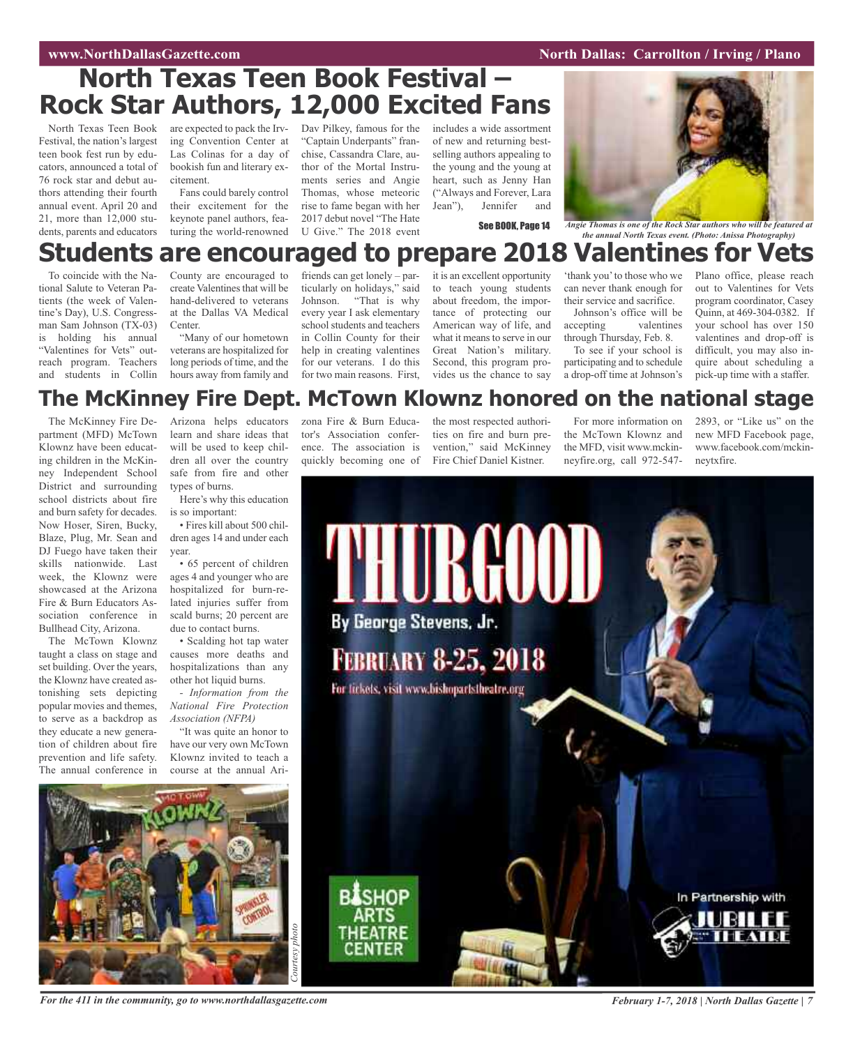# North Texas Teen Book Festival – Rock Star Authors, 12,000 Excited Fans

North Texas Teen Book Festival, the nation's largest teen book fest run by educators, announced a total of 76 rock star and debut authors attending their fourth annual event. April 20 and 21, more than 12,000 students, parents and educators are expected to pack the Irving Convention Center at Las Colinas for a day of bookish fun and literary excitement.

Fans could barely control their excitement for the keynote panel authors, featuring the world-renowned Dav Pilkey, famous for the "Captain Underpants" franchise, Cassandra Clare, author of the Mortal Instruments series and Angie Thomas, whose meteoric rise to fame began with her 2017 debut novel "The Hate U Give." The 2018 event includes a wide assortment of new and returning best-selling authors appealing to the young and the young at heart, such as Jenny Han ("Always and Forever, Lara Jean"), Jennifer and

See BOOK, Page 14

*Angie Thomas is one of the Rock Star authors who will be featured at the annual North Texas event. (Photo: Anissa Photography)*

# Students are encouraged to prepare 2018 Valentines for Vets

To coincide with the National Salute to Veteran Patients (the week of Valentine's Day), U.S. Congressman Sam Johnson (TX-03) is holding his annual "Valentines for Vets" outreach program. Teachers and students in Collin County are encouraged to create Valentines that will be hand-delivered to veterans at the Dallas VA Medical Center.

"Many of our hometown veterans are hospitalized for long periods of time, and the hours away from family and friends can get lonely – particularly on holidays," said Johnson. "That is why every year I ask elementary school students and teachers in Collin County for their help in creating valentines for our veterans. I do this for two main reasons. First, it is an excellent opportunity to teach young students about freedom, the importance of protecting our American way of life, and what it means to serve in our Great Nation's military. Second, this program provides us the chance to say 'thank you' to those who we can never thank enough for their service and sacrifice.

Johnson's office will be accepting valentines through Thursday, Feb. 8.

To see if your school is participating and to schedule a drop-off time at Johnson's Plano office, please reach out to Valentines for Vets program coordinator, Casey Quinn, at 469-304-0382. If your school has over 150 valentines and drop-off is difficult, you may also inquire about scheduling a pick-up time with a staffer.

# The McKinney Fire Dept. McTown Klownz honored on the national stage

The McKinney Fire Department (MFD) McTown Klownz have been educating children in the McKinney Independent School District and surrounding school districts about fire and burn safety for decades. Now Hoser, Siren, Bucky, Blaze, Plug, Mr. Sean and DJ Fuego have taken their skills nationwide. Last week, the Klownz were showcased at the Arizona Fire & Burn Educators Association conference in Bullhead City, Arizona.

The McTown Klownz taught a class on stage and set building. Over the years, the Klownz have created astonishing sets depicting popular movies and themes, to serve as a backdrop as they educate a new generation of children about fire prevention and life safety. The annual conference in Arizona helps educators learn and share ideas that will be used to keep children all over the country safe from fire and other types of burns.

Here's why this education is so important:

- Fires kill about 500 children ages 14 and under each year.
- 65 percent of children ages 4 and younger who are hospitalized for burn-related injuries suffer from scald burns; 20 percent are due to contact burns.
- Scalding hot tap water causes more deaths and hospitalizations than any other hot liquid burns.

*- Information from the National Fire Protection Association (NFPA)*

"It was quite an honor to have our very own McTown Klownz invited to teach a course at the annual Arizona Fire & Burn Educator's Association conference. The association is quickly becoming one of the most respected authorities on fire and burn prevention," said McKinney Fire Chief Daniel Kistner.

For more information on the McTown Klownz and the MFD, visit www.mckinneyfire.org, call 972-547-2893, or "Like us" on the new MFD Facebook page, www.facebook.com/mckinneytxfire.

*Courtesy photo*

**THURGOOD**

By George Stevens, Jr.

FEBRUARY 8-25, 2018

For tickets, visit www.bishopartstheatre.org

BISHOP ARTS THEATRE CENTER

In Partnership with JUBILEE THEATRE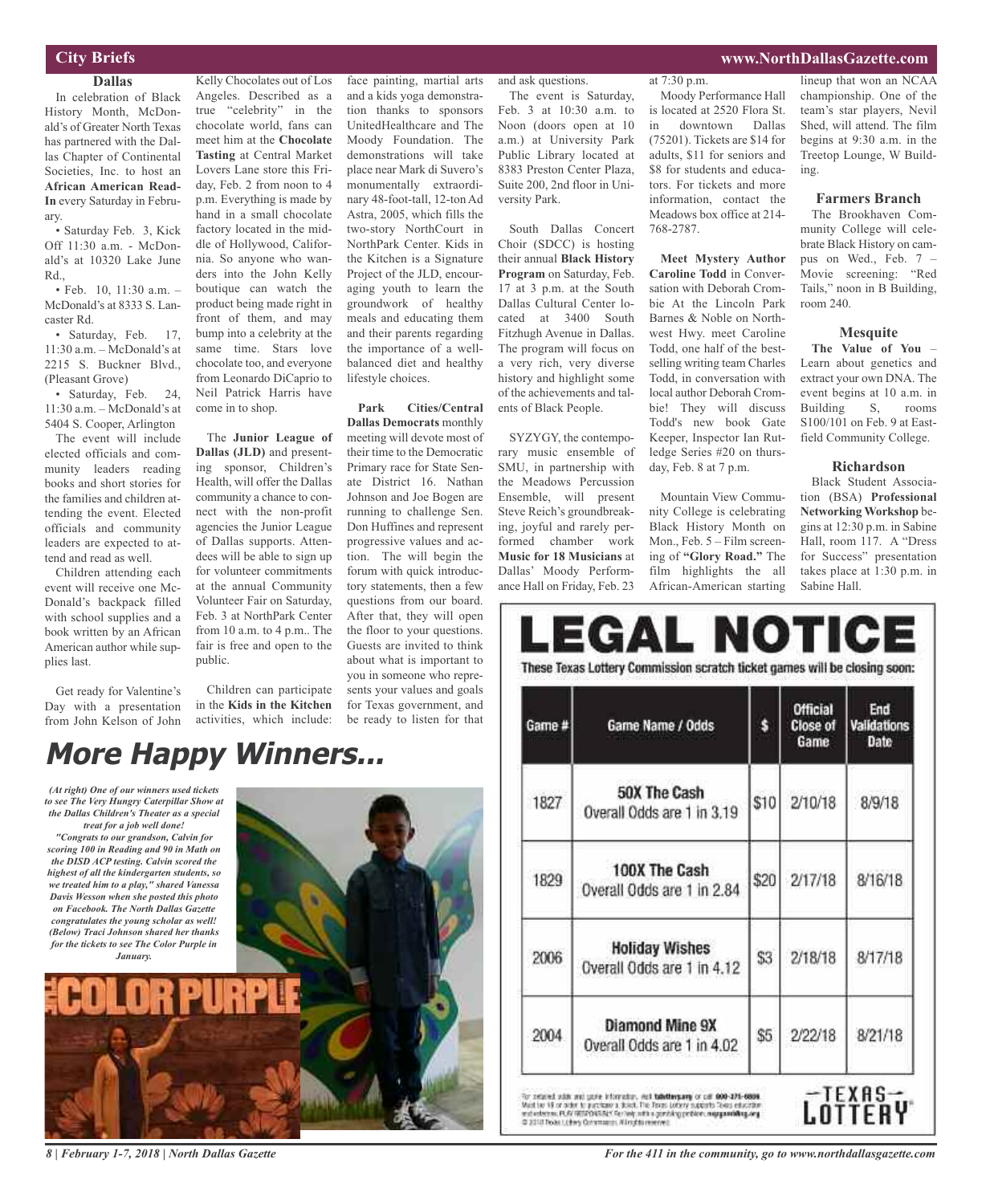## City Briefs

### Dallas

In celebration of Black History Month, McDonald's of Greater North Texas has partnered with the Dallas Chapter of Continental Societies, Inc. to host an **African American Read-In** every Saturday in February.

- Saturday Feb. 3, Kick Off 11:30 a.m. - McDonald's at 10320 Lake June Rd.,
- Feb. 10, 11:30 a.m. – McDonald's at 8333 S. Lancaster Rd.
- Saturday, Feb. 17, 11:30 a.m. – McDonald's at 2215 S. Buckner Blvd., (Pleasant Grove)
- Saturday, Feb. 24, 11:30 a.m. – McDonald's at 5404 S. Cooper, Arlington

The event will include elected officials and community leaders reading books and short stories for the families and children attending the event. Elected officials and community leaders are expected to attend and read as well.

Children attending each event will receive one McDonald's backpack filled with school supplies and a book written by an African American author while supplies last.

Get ready for Valentine's Day with a presentation from John Kelson of John Kelly Chocolates out of Los Angeles. Described as a true "celebrity" in the chocolate world, fans can meet him at the **Chocolate Tasting** at Central Market Lovers Lane store this Friday, Feb. 2 from noon to 4 p.m. Everything is made by hand in a small chocolate factory located in the middle of Hollywood, California. So anyone who wanders into the John Kelly boutique can watch the product being made right in front of them, and may bump into a celebrity at the same time. Stars love chocolate too, and everyone from Leonardo DiCaprio to Neil Patrick Harris have come in to shop.

The **Junior League of Dallas (JLD)** and presenting sponsor, Children's Health, will offer the Dallas community a chance to connect with the non-profit agencies the Junior League of Dallas supports. Attendees will be able to sign up for volunteer commitments at the annual Community Volunteer Fair on Saturday, Feb. 3 at NorthPark Center from 10 a.m. to 4 p.m.. The fair is free and open to the public.

Children can participate in the **Kids in the Kitchen** activities, which include: face painting, martial arts and a kids yoga demonstration thanks to sponsors UnitedHealthcare and The Moody Foundation. The demonstrations will take place near Mark di Suvero's monumentally extraordinary 48-foot-tall, 12-ton Ad Astra, 2005, which fills the two-story NorthCourt in NorthPark Center. Kids in the Kitchen is a Signature Project of the JLD, encouraging youth to learn the groundwork of healthy meals and educating them and their parents regarding the importance of a well-balanced diet and healthy lifestyle choices.

**Park Cities/Central Dallas Democrats** monthly meeting will devote most of their time to the Democratic Primary race for State Senate District 16. Nathan Johnson and Joe Bogen are running to challenge Sen. Don Huffines and represent progressive values and action. The will begin the forum with quick introductory statements, then a few questions from our board. After that, they will open the floor to your questions. Guests are invited to think about what is important to you in someone who represents your values and goals for Texas government, and be ready to listen for that and ask questions.

The event is Saturday, Feb. 3 at 10:30 a.m. to Noon (doors open at 10 a.m.) at University Park Public Library located at 8383 Preston Center Plaza, Suite 200, 2nd floor in University Park.

South Dallas Concert Choir (SDCC) is hosting their annual **Black History Program** on Saturday, Feb. 17 at 3 p.m. at the South Dallas Cultural Center located at 3400 South Fitzhugh Avenue in Dallas. The program will focus on a very rich, very diverse history and highlight some of the achievements and talents of Black People.

SYZYGY, the contemporary music ensemble of SMU, in partnership with the Meadows Percussion Ensemble, will present Steve Reich's groundbreaking, joyful and rarely performed chamber work **Music for 18 Musicians** at Dallas' Moody Performance Hall on Friday, Feb. 23 at 7:30 p.m.

Moody Performance Hall is located at 2520 Flora St. in downtown Dallas (75201). Tickets are $14 for adults, $11 for seniors and $8 for students and educators. For tickets and more information, contact the Meadows box office at 214-768-2787.

**Meet Mystery Author Caroline Todd** in Conversation with Deborah Crombie At the Lincoln Park Barnes & Noble on Northwest Hwy. meet Caroline Todd, one half of the best-selling writing team Charles Todd, in conversation with local author Deborah Crombie! They will discuss Todd's new book Gate Keeper, Inspector Ian Rutledge Series #20 on thursday, Feb. 8 at 7 p.m.

Mountain View Community College is celebrating Black History Month on Mon., Feb. 5 – Film screening of **"Glory Road."** The film highlights the all African-American starting lineup that won an NCAA championship. One of the team's star players, Nevil Shed, will attend. The film begins at 9:30 a.m. in the Treetop Lounge, W Building.

### Farmers Branch

The Brookhaven Community College will celebrate Black History on campus on Wed., Feb. 7 – Movie screening: "Red Tails," noon in B Building, room 240.

### Mesquite

**The Value of You** – Learn about genetics and extract your own DNA. The event begins at 10 a.m. in Building S, rooms S100/101 on Feb. 9 at Eastfield Community College.

### Richardson

Black Student Association (BSA) **Professional Networking Workshop** begins at 12:30 p.m. in Sabine Hall, room 117. A "Dress for Success" presentation takes place at 1:30 p.m. in Sabine Hall.

## More Happy Winners...

*(At right) One of our winners used tickets to see The Very Hungry Caterpillar Show at the Dallas Children's Theater as a special treat for a job well done! "Congrats to our grandson, Calvin for scoring 100 in Reading and 90 in Math on the DISD ACP testing. Calvin scored the highest of all the kindergarten students, so we treated him to a play," shared Vanessa Davis Wesson when she posted this photo on Facebook. The North Dallas Gazette congratulates the young scholar as well! (Below) Traci Johnson shared her thanks for the tickets to see The Color Purple in January.*

## LEGAL NOTICE

These Texas Lottery Commission scratch ticket games will be closing soon:

| Game # | Game Name / Odds | $ | Official Close of Game | End Validations Date |
|---|---|---|---|---|
| 1827 | **50X The Cash** Overall Odds are 1 in 3.19 | $10 | 2/10/18 | 8/9/18 |
| 1829 | **100X The Cash** Overall Odds are 1 in 2.84 | $20 | 2/17/18 | 8/16/18 |
| 2006 | **Holiday Wishes** Overall Odds are 1 in 4.12 | $3 | 2/18/18 | 8/17/18 |
| 2004 | **Diamond Mine 9X** Overall Odds are 1 in 4.02 | $5 | 2/22/18 | 8/21/18 |

For detailed odds and game information, visit txlottery.org or call 800-375-6886. Must be 18 or older to purchase a ticket. The Texas Lottery supports Texas education and veterans. PLAY RESPONSIBLY. For help with a gambling problem, ncpgambling.org © 2018 Texas Lottery Commission. All rights reserved.

TEXAS LOTTERY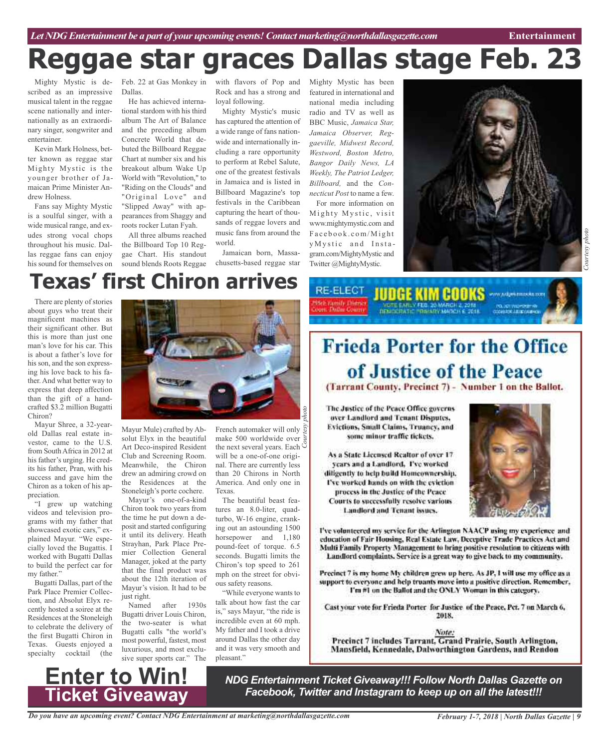# Reggae star graces Dallas stage Feb. 23

Mighty Mystic is described as an impressive musical talent in the reggae scene nationally and internationally as an extraordinary singer, songwriter and entertainer.

Kevin Mark Holness, better known as reggae star Mighty Mystic is the younger brother of Jamaican Prime Minister Andrew Holness.

Fans say Mighty Mystic is a soulful singer, with a wide musical range, and exudes strong vocal chops throughout his music. Dallas reggae fans can enjoy his sound for themselves on Feb. 22 at Gas Monkey in Dallas.

He has achieved international stardom with his third album The Art of Balance and the preceding album Concrete World that debuted the Billboard Reggae Chart at number six and his breakout album Wake Up World with "Revolution," to "Riding on the Clouds" and "Original Love" and "Slipped Away" with appearances from Shaggy and roots rocker Lutan Fyah.

All three albums reached the Billboard Top 10 Reggae Chart. His standout sound blends Roots Reggae with flavors of Pop and Rock and has a strong and loyal following.

Mighty Mystic's music has captured the attention of a wide range of fans nationwide and internationally including a rare opportunity to perform at Rebel Salute, one of the greatest festivals in Jamaica and is listed in Billboard Magazine's top festivals in the Caribbean capturing the heart of thousands of reggae lovers and music fans from around the world.

Jamaican born, Massachusetts-based reggae star Mighty Mystic has been featured in international and national media including radio and TV as well as BBC Music, *Jamaica Star, Jamaica Observer, Reggaeville, Midwest Record, Westword, Boston Metro, Bangor Daily News, LA Weekly, The Patriot Ledger, Billboard,* and the *Connecticut Post* to name a few.

For more information on Mighty Mystic, visit www.mightymystic.com and Facebook.com/MightyMystic and Instagram.com/MightyMystic and Twitter @MightyMystic.

*Courtesy photo*

# Texas' first Chiron arrives

There are plenty of stories about guys who treat their magnificent machines as their significant other. But this is more than just one man's love for his car. This is about a father's love for his son, and the son expressing his love back to his father. And what better way to express that deep affection than the gift of a handcrafted $3.2 million Bugatti Chiron?

Mayur Shree, a 32-year-old Dallas real estate investor, came to the U.S. from South Africa in 2012 at his father's urging. He credits his father, Pran, with his success and gave him the Chiron as a token of his appreciation.

"I grew up watching videos and television programs with my father that showcased exotic cars," explained Mayur. "We especially loved the Bugattis. I worked with Bugatti Dallas to build the perfect car for my father."

Bugatti Dallas, part of the Park Place Premier Collection, and Absolut Elyx recently hosted a soiree at the Residences at the Stoneleigh to celebrate the delivery of the first Bugatti Chiron in Texas. Guests enjoyed a specialty cocktail (the Mayur Mule) crafted by Absolut Elyx in the beautiful Art Deco-inspired Resident Club and Screening Room. Meanwhile, the Chiron drew an admiring crowd on the Residences at the Stoneleigh's porte cochere.

Mayur's one-of-a-kind Chiron took two years from the time he put down a deposit and started configuring it until its delivery. Heath Strayhan, Park Place Premier Collection General Manager, joked at the party that the final product was about the 12th iteration of Mayur's vision. It had to be just right.

Named after 1930s Bugatti driver Louis Chiron, the two-seater is what Bugatti calls "the world's most powerful, fastest, most luxurious, and most exclusive super sports car." The French automaker will only make 500 worldwide over the next several years. Each will be a one-of-one original. There are currently less than 20 Chirons in North America. And only one in Texas.

The beautiful beast features an 8.0-liter, quad-turbo, W-16 engine, cranking out an astounding 1500 horsepower and 1,180 pound-feet of torque. 6.5 seconds. Bugatti limits the Chiron's top speed to 261 mph on the street for obvious safety reasons.

"While everyone wants to talk about how fast the car is," says Mayur, "the ride is incredible even at 60 mph. My father and I took a drive around Dallas the other day and it was very smooth and pleasant."

*Courtesy photo*

RE-ELECT JUDGE KIM COOKS — 255th Family District Court, Dallas County — VOTE EARLY FEB. 20-MARCH 2, 2018 — DEMOCRATIC PRIMARY MARCH 6, 2018 — www.judgekimcooks.com

## Frieda Porter for the Office of Justice of the Peace

**(Tarrant County, Precinct 7) - Number 1 on the Ballot.**

The Justice of the Peace Office governs over Landlord and Tenant Disputes, Evictions, Small Claims, Truancy, and some minor traffic tickets.

As a State Licensed Realtor of over 17 years and a Landlord, I've worked diligently to help build Homeownership. I've worked hands on with the eviction process in the Justice of the Peace Courts to successfully resolve various Landlord and Tenant issues.

I've volunteered my service for the Arlington NAACP using my experience and education of Fair Housing, Real Estate Law, Deceptive Trade Practices Act and Multi Family Property Management to bring positive resolution to citizens with Landlord complaints. Service is a great way to give back to my community.

Precinct 7 is my home My children grew up here. As JP, I will use my office as a support to everyone and help truants move into a positive direction. Remember, I'm #1 on the Ballot and the ONLY Woman in this category.

Cast your vote for Frieda Porter for Justice of the Peace, Pct. 7 on March 6, 2018.

Note:
Precinct 7 includes Tarrant, Grand Prairie, South Arlington, Mansfield, Kennedale, Dalworthington Gardens, and Rendon

## Enter to Win! Ticket Giveaway

***NDG Entertainment Ticket Giveaway!!! Follow North Dallas Gazette on Facebook, Twitter and Instagram to keep up on all the latest!!!***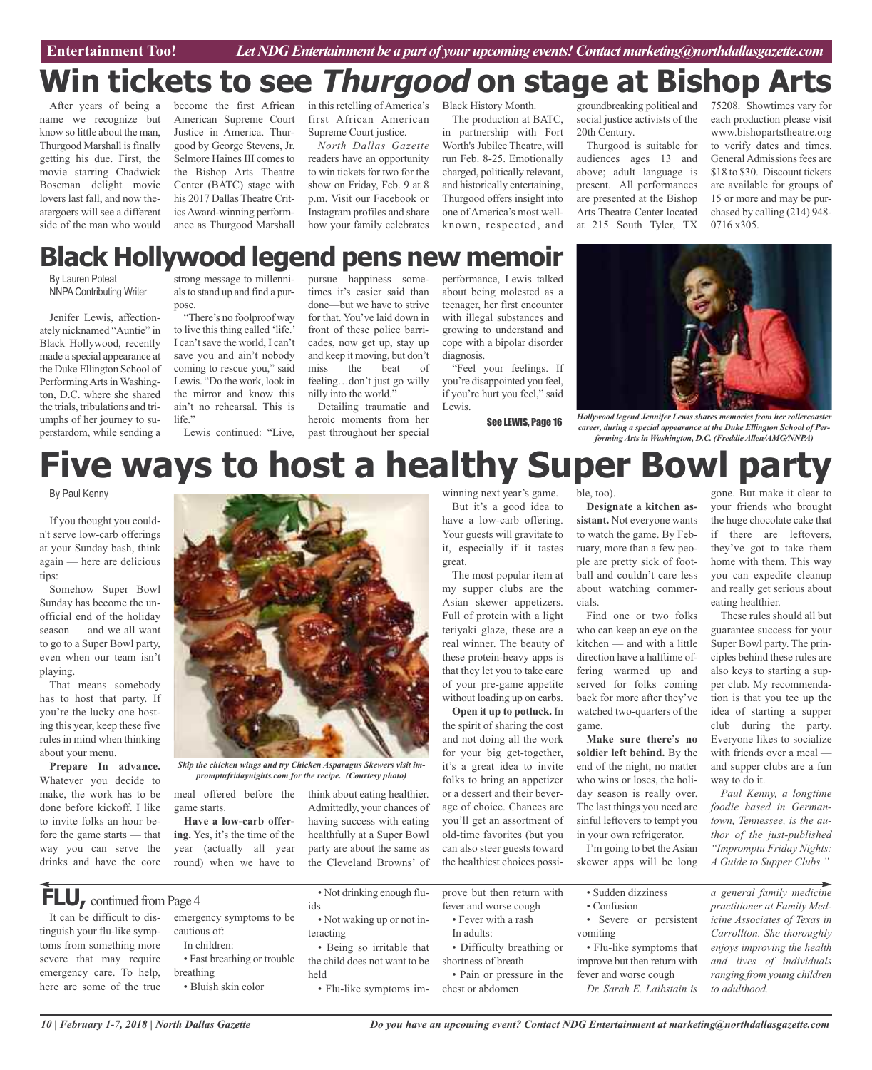# Win tickets to see *Thurgood* on stage at Bishop Arts

After years of being a name we recognize but know so little about the man, Thurgood Marshall is finally getting his due. First, the movie starring Chadwick Boseman delight movie lovers last fall, and now theatergoers will see a different side of the man who would become the first African American Supreme Court Justice in America. Thurgood by George Stevens, Jr. Selmore Haines III comes to the Bishop Arts Theatre Center (BATC) stage with his 2017 Dallas Theatre Critics Award-winning performance as Thurgood Marshall in this retelling of America's first African American Supreme Court justice.

*North Dallas Gazette* readers have an opportunity to win tickets for two for the show on Friday, Feb. 9 at 8 p.m. Visit our Facebook or Instagram profiles and share how your family celebrates Black History Month.

The production at BATC, in partnership with Fort Worth's Jubilee Theatre, will run Feb. 8-25. Emotionally charged, politically relevant, and historically entertaining, Thurgood offers insight into one of America's most well-known, respected, and groundbreaking political and social justice activists of the 20th Century.

Thurgood is suitable for audiences ages 13 and above; adult language is present. All performances are presented at the Bishop Arts Theatre Center located at 215 South Tyler, TX 75208. Showtimes vary for each production please visit www.bishopartstheatre.org to verify dates and times. General Admissions fees are $18 to $30. Discount tickets are available for groups of 15 or more and may be purchased by calling (214) 948-0716 x305.

# Black Hollywood legend pens new memoir

By Lauren Poteat
NNPA Contributing Writer

Jenifer Lewis, affectionately nicknamed "Auntie" in Black Hollywood, recently made a special appearance at the Duke Ellington School of Performing Arts in Washington, D.C. where she shared the trials, tribulations and triumphs of her journey to superstardom, while sending a strong message to millennials to stand up and find a purpose.

"There's no foolproof way to live this thing called 'life.' I can't save the world, I can't save you and ain't nobody coming to rescue you," said Lewis. "Do the work, look in the mirror and know this ain't no rehearsal. This is life."

Lewis continued: "Live, pursue happiness—sometimes it's easier said than done—but we have to strive for that. You've laid down in front of these police barricades, now get up, stay up and keep it moving, but don't miss the beat of feeling…don't just go willy nilly into the world."

Detailing traumatic and heroic moments from her past throughout her special performance, Lewis talked about being molested as a teenager, her first encounter with illegal substances and growing to understand and cope with a bipolar disorder diagnosis.

"Feel your feelings. If you're disappointed you feel, if you're hurt you feel," said Lewis.

See LEWIS, Page 16

*Hollywood legend Jennifer Lewis shares memories from her rollercoaster career, during a special appearance at the Duke Ellington School of Performing Arts in Washington, D.C. (Freddie Allen/AMG/NNPA)*

# Five ways to host a healthy Super Bowl party

By Paul Kenny

If you thought you couldn't serve low-carb offerings at your Sunday bash, think again — here are delicious tips:

Somehow Super Bowl Sunday has become the unofficial end of the holiday season — and we all want to go to a Super Bowl party, even when our team isn't playing.

That means somebody has to host that party. If you're the lucky one hosting this year, keep these five rules in mind when thinking about your menu.

**Prepare In advance.** Whatever you decide to make, the work has to be done before kickoff. I like to invite folks an hour before the game starts — that way you can serve the drinks and have the core meal offered before the game starts.

*Skip the chicken wings and try Chicken Asparagus Skewers visit impromptufridaynights.com for the recipe. (Courtesy photo)*

**Have a low-carb offering.** Yes, it's the time of the year (actually all year round) when we have to think about eating healthier. Admittedly, your chances of having success with eating healthfully at a Super Bowl party are about the same as the Cleveland Browns' of winning next year's game.

But it's a good idea to have a low-carb offering. Your guests will gravitate to it, especially if it tastes great.

The most popular item at my supper clubs are the Asian skewer appetizers. Full of protein with a light teriyaki glaze, these are a real winner. The beauty of these protein-heavy apps is that they let you to take care of your pre-game appetite without loading up on carbs.

**Open it up to potluck.** In the spirit of sharing the cost and not doing all the work for your big get-together, it's a great idea to invite folks to bring an appetizer or a dessert and their beverage of choice. Chances are you'll get an assortment of old-time favorites (but you can also steer guests toward the healthiest choices possible, too).

**Designate a kitchen assistant.** Not everyone wants to watch the game. By February, more than a few people are pretty sick of football and couldn't care less about watching commercials.

Find one or two folks who can keep an eye on the kitchen — and with a little direction have a halftime offering warmed up and served for folks coming back for more after they've watched two-quarters of the game.

**Make sure there's no soldier left behind.** By the end of the night, no matter who wins or loses, the holiday season is really over. The last things you need are sinful leftovers to tempt you in your own refrigerator.

I'm going to bet the Asian skewer apps will be long gone. But make it clear to your friends who brought the huge chocolate cake that if there are leftovers, they've got to take them home with them. This way you can expedite cleanup and really get serious about eating healthier.

These rules should all but guarantee success for your Super Bowl party. The principles behind these rules are also keys to starting a supper club. My recommendation is that you tee up the idea of starting a supper club during the party. Everyone likes to socialize with friends over a meal — and supper clubs are a fun way to do it.

*Paul Kenny, a longtime foodie based in Germantown, Tennessee, is the author of the just-published "Impromptu Friday Nights: A Guide to Supper Clubs."*

## FLU, continued from Page 4

It can be difficult to distinguish your flu-like symptoms from something more severe that may require emergency care. To help, here are some of the true emergency symptoms to be cautious of:

In children:

- Fast breathing or trouble breathing
- Bluish skin color
- Not drinking enough fluids
- Not waking up or not interacting
- Being so irritable that the child does not want to be held
- Flu-like symptoms improve but then return with fever and worse cough
- Fever with a rash

In adults:

- Difficulty breathing or shortness of breath
- Pain or pressure in the chest or abdomen
- Sudden dizziness
- Confusion
- Severe or persistent vomiting
- Flu-like symptoms that improve but then return with fever and worse cough

*Dr. Sarah E. Laibstain is a general family medicine practitioner at Family Medicine Associates of Texas in Carrollton. She thoroughly enjoys improving the health and lives of individuals ranging from young children to adulthood.*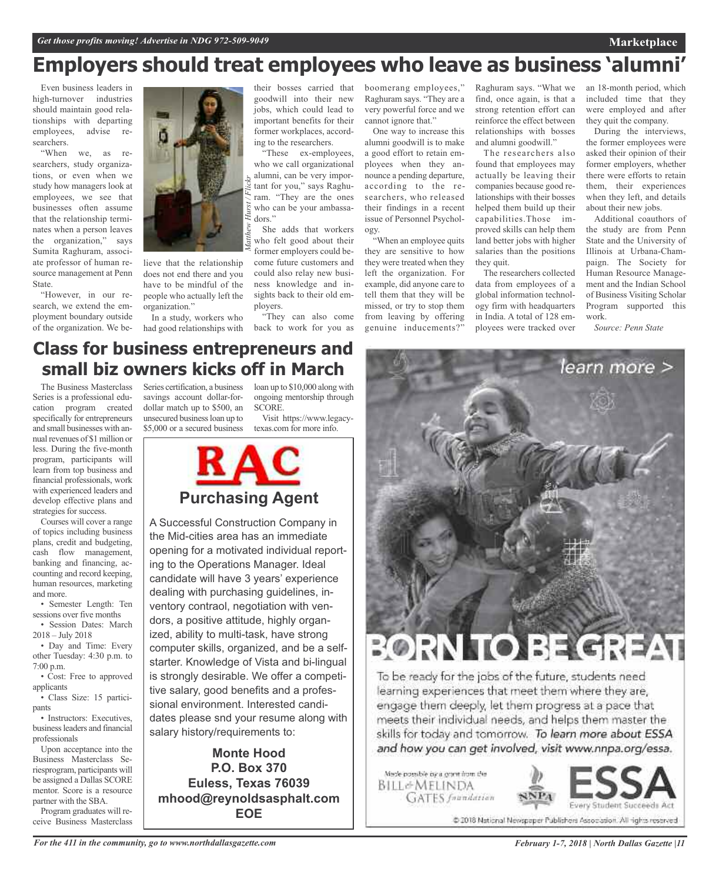# Employers should treat employees who leave as business 'alumni'

Even business leaders in high-turnover industries should maintain good relationships with departing employees, advise researchers.

"When we, as researchers, study organizations, or even when we study how managers look at employees, we see that businesses often assume that the relationship terminates when a person leaves the organization," says Sumita Raghuram, associate professor of human resource management at Penn State.

"However, in our research, we extend the employment boundary outside of the organization. We believe that the relationship does not end there and you have to be mindful of the people who actually left the organization."

*Matthew Hurst / Flickr*

In a study, workers who had good relationships with their bosses carried that goodwill into their new jobs, which could lead to important benefits for their former workplaces, according to the researchers.

"These ex-employees, who we call organizational alumni, can be very important for you," says Raghuram. "They are the ones who can be your ambassadors."

She adds that workers who felt good about their former employers could become future customers and could also relay new business knowledge and insights back to their old employers.

"They can also come back to work for you as boomerang employees," Raghuram says. "They are a very powerful force and we cannot ignore that."

One way to increase this alumni goodwill is to make a good effort to retain employees when they announce a pending departure, according to the researchers, who released their findings in a recent issue of Personnel Psychology.

"When an employee quits they are sensitive to how they were treated when they left the organization. For example, did anyone care to tell them that they will be missed, or try to stop them from leaving by offering genuine inducements?" Raghuram says. "What we find, once again, is that a strong retention effort can reinforce the effect between relationships with bosses and alumni goodwill."

The researchers also found that employees may actually be leaving their companies because good relationships with their bosses helped them build up their capabilities.Those improved skills can help them land better jobs with higher salaries than the positions they quit.

The researchers collected data from employees of a global information technology firm with headquarters in India. A total of 128 employees were tracked over an 18-month period, which included time that they were employed and after they quit the company.

During the interviews, the former employees were asked their opinion of their former employers, whether there were efforts to retain them, their experiences when they left, and details about their new jobs.

Additional coauthors of the study are from Penn State and the University of Illinois at Urbana-Champaign. The Society for Human Resource Management and the Indian School of Business Visiting Scholar Program supported this work.

*Source: Penn State*

# Class for business entrepreneurs and small biz owners kicks off in March

The Business Masterclass Series is a professional education program created specifically for entrepreneurs and small businesses with annual revenues of $1 million or less. During the five-month program, participants will learn from top business and financial professionals, work with experienced leaders and develop effective plans and strategies for success.

Courses will cover a range of topics including business plans, credit and budgeting, cash flow management, banking and financing, accounting and record keeping, human resources, marketing and more.

- Semester Length: Ten sessions over five months
- Session Dates: March 2018 – July 2018
- Day and Time: Every other Tuesday: 4:30 p.m. to 7:00 p.m.
- Cost: Free to approved applicants
- Class Size: 15 participants
- Instructors: Executives, business leaders and financial professionals

Upon acceptance into the Business Masterclass Seriesprogram, participants will be assigned a Dallas SCORE mentor. Score is a resource partner with the SBA.

Program graduates will receive Business Masterclass Series certification, a business savings account dollar-for-dollar match up to $500, an unsecured business loan up to $5,000 or a secured business loan up to $10,000 along with ongoing mentorship through SCORE.

Visit https://www.legacytexas.com for more info.

**RAC**

## Purchasing Agent

A Successful Construction Company in the Mid-cities area has an immediate opening for a motivated individual reporting to the Operations Manager. Ideal candidate will have 3 years' experience dealing with purchasing guidelines, inventory contraol, negotiation with vendors, a positive attitude, highly organized, ability to multi-task, have strong computer skills, organized, and be a self-starter. Knowledge of Vista and bi-lingual is strongly desirable. We offer a competitive salary, good benefits and a professional environment. Interested candidates please snd your resume along with salary history/requirements to:

**Monte Hood**
**P.O. Box 370**
**Euless, Texas 76039**
**mhood@reynoldsasphalt.com**
**EOE**

learn more >

# BORN TO BE GREAT

To be ready for the jobs of the future, students need learning experiences that meet them where they are, engage them deeply, let them progress at a pace that meets their individual needs, and helps them master the skills for today and tomorrow. *To learn more about ESSA and how you can get involved, visit www.nnpa.org/essa.*

Made possible by a grant from the Bill & Melinda Gates foundation

NNPA

ESSA — Every Student Succeeds Act

© 2018 National Newspaper Publishers Association. All rights reserved.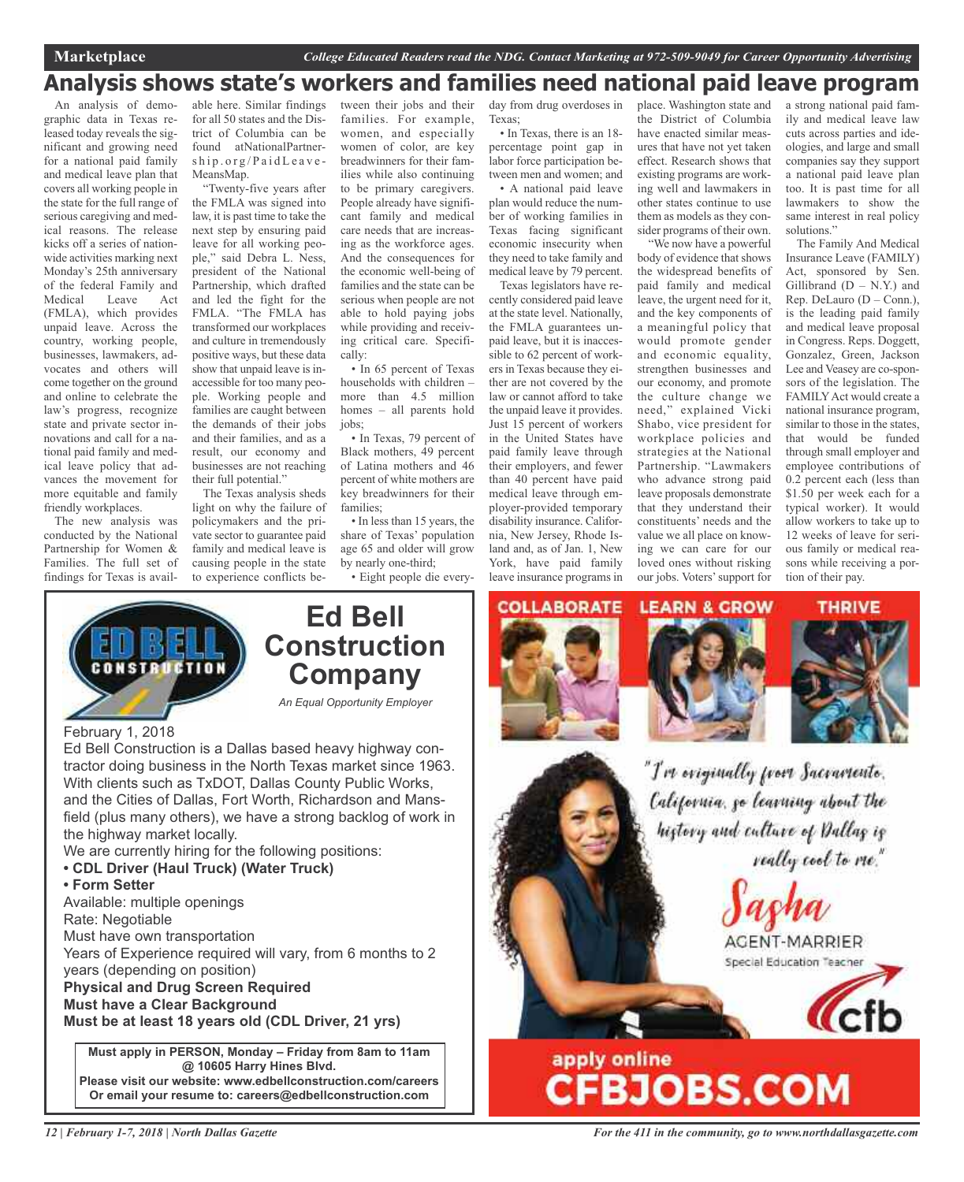# Analysis shows state's workers and families need national paid leave program

An analysis of demographic data in Texas released today reveals the significant and growing need for a national paid family and medical leave plan that covers all working people in the state for the full range of serious caregiving and medical reasons. The release kicks off a series of nationwide activities marking next Monday's 25th anniversary of the federal Family and Medical Leave Act (FMLA), which provides unpaid leave. Across the country, working people, businesses, lawmakers, advocates and others will come together on the ground and online to celebrate the law's progress, recognize state and private sector innovations and call for a national paid family and medical leave policy that advances the movement for more equitable and family friendly workplaces.

The new analysis was conducted by the National Partnership for Women & Families. The full set of findings for Texas is available here. Similar findings for all 50 states and the District of Columbia can be found atNationalPartnership.org/PaidLeaveMeansMap.

"Twenty-five years after the FMLA was signed into law, it is past time to take the next step by ensuring paid leave for all working people," said Debra L. Ness, president of the National Partnership, which drafted and led the fight for the FMLA. "The FMLA has transformed our workplaces and culture in tremendously positive ways, but these data show that unpaid leave is inaccessible for too many people. Working people and families are caught between the demands of their jobs and their families, and as a result, our economy and businesses are not reaching their full potential."

The Texas analysis sheds light on why the failure of policymakers and the private sector to guarantee paid family and medical leave is causing people in the state to experience conflicts between their jobs and their families. For example, women, and especially women of color, are key breadwinners for their families while also continuing to be primary caregivers. People already have significant family and medical care needs that are increasing as the workforce ages. And the consequences for the economic well-being of families and the state can be serious when people are not able to hold paying jobs while providing and receiving critical care. Specifically:

- In 65 percent of Texas households with children – more than 4.5 million homes – all parents hold jobs;
- In Texas, 79 percent of Black mothers, 49 percent of Latina mothers and 46 percent of white mothers are key breadwinners for their families;
- In less than 15 years, the share of Texas' population age 65 and older will grow by nearly one-third;
- Eight people die every-day from drug overdoses in Texas;
- In Texas, there is an 18-percentage point gap in labor force participation between men and women; and
- A national paid leave plan would reduce the number of working families in Texas facing significant economic insecurity when they need to take family and medical leave by 79 percent.

Texas legislators have recently considered paid leave at the state level. Nationally, the FMLA guarantees unpaid leave, but it is inaccessible to 62 percent of workers in Texas because they either are not covered by the law or cannot afford to take the unpaid leave it provides. Just 15 percent of workers in the United States have paid family leave through their employers, and fewer than 40 percent have paid medical leave through employer-provided temporary disability insurance. California, New Jersey, Rhode Island and, as of Jan. 1, New York, have paid family leave insurance programs in place. Washington state and the District of Columbia have enacted similar measures that have not yet taken effect. Research shows that existing programs are working well and lawmakers in other states continue to use them as models as they consider programs of their own.

"We now have a powerful body of evidence that shows the widespread benefits of paid family and medical leave, the urgent need for it, and the key components of a meaningful policy that would promote gender and economic equality, strengthen businesses and our economy, and promote the culture change we need," explained Vicki Shabo, vice president for workplace policies and strategies at the National Partnership. "Lawmakers who advance strong paid leave proposals demonstrate that they understand their constituents' needs and the value we all place on knowing we can care for our loved ones without risking our jobs. Voters' support for a strong national paid family and medical leave law cuts across parties and ideologies, and large and small companies say they support a national paid leave plan too. It is past time for all lawmakers to show the same interest in real policy solutions."

The Family And Medical Insurance Leave (FAMILY) Act, sponsored by Sen. Gillibrand (D – N.Y.) and Rep. DeLauro (D – Conn.), is the leading paid family and medical leave proposal in Congress. Reps. Doggett, Gonzalez, Green, Jackson Lee and Veasey are co-sponsors of the legislation. The FAMILY Act would create a national insurance program, similar to those in the states, that would be funded through small employer and employee contributions of 0.2 percent each (less than $1.50 per week each for a typical worker). It would allow workers to take up to 12 weeks of leave for serious family or medical reasons while receiving a portion of their pay.

---

## Ed Bell Construction Company

*An Equal Opportunity Employer*

February 1, 2018

Ed Bell Construction is a Dallas based heavy highway contractor doing business in the North Texas market since 1963. With clients such as TxDOT, Dallas County Public Works, and the Cities of Dallas, Fort Worth, Richardson and Mansfield (plus many others), we have a strong backlog of work in the highway market locally.

We are currently hiring for the following positions:

- **CDL Driver (Haul Truck) (Water Truck)**
- **Form Setter**

Available: multiple openings
Rate: Negotiable
Must have own transportation
Years of Experience required will vary, from 6 months to 2 years (depending on position)

**Physical and Drug Screen Required**
**Must have a Clear Background**
**Must be at least 18 years old (CDL Driver, 21 yrs)**

**Must apply in PERSON, Monday – Friday from 8am to 11am @ 10605 Harry Hines Blvd.**
**Please visit our website: www.edbellconstruction.com/careers**
**Or email your resume to: careers@edbellconstruction.com**

---

COLLABORATE LEARN & GROW THRIVE

"I'm originally from Sacramento, California, so learning about the history and culture of Dallas is really cool to me."

Sasha
AGENT-MARRIER
Special Education Teacher

cfb

apply online
CFBJOBS.COM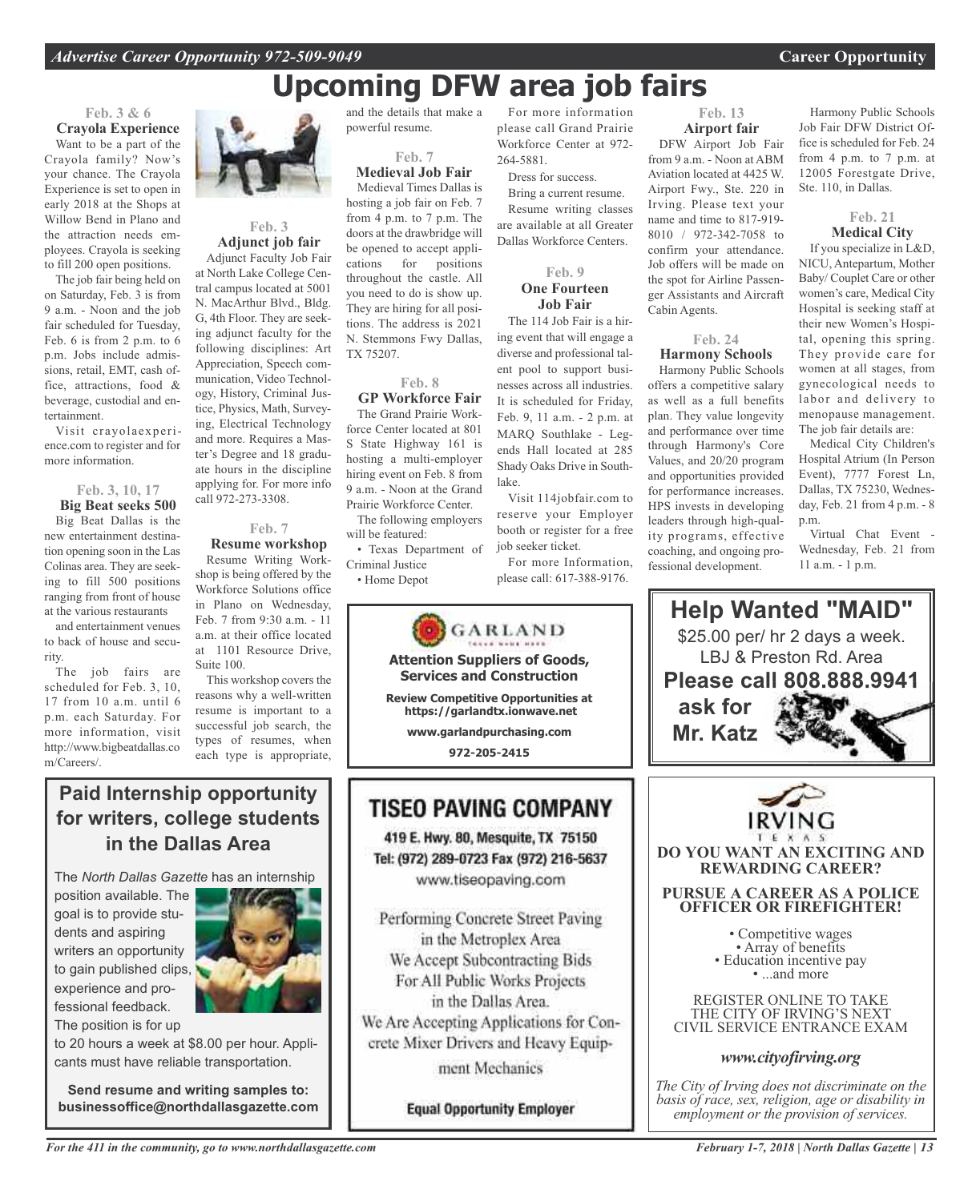# Upcoming DFW area job fairs

### Feb. 3 & 6
### Crayola Experience

Want to be a part of the Crayola family? Now's your chance. The Crayola Experience is set to open in early 2018 at the Shops at Willow Bend in Plano and the attraction needs employees. Crayola is seeking to fill 200 open positions.

The job fair being held on on Saturday, Feb. 3 is from 9 a.m. - Noon and the job fair scheduled for Tuesday, Feb. 6 is from 2 p.m. to 6 p.m. Jobs include admissions, retail, EMT, cash office, attractions, food & beverage, custodial and entertainment.

Visit crayolaexperience.com to register and for more information.

### Feb. 3, 10, 17
### Big Beat seeks 500

Big Beat Dallas is the new entertainment destination opening soon in the Las Colinas area. They are seeking to fill 500 positions ranging from front of house at the various restaurants and entertainment venues to back of house and security.

The job fairs are scheduled for Feb. 3, 10, 17 from 10 a.m. until 6 p.m. each Saturday. For more information, visit http://www.bigbeatdallas.com/Careers/.

### Feb. 3
### Adjunct job fair

Adjunct Faculty Job Fair at North Lake College Central campus located at 5001 N. MacArthur Blvd., Bldg. G, 4th Floor. They are seeking adjunct faculty for the following disciplines: Art Appreciation, Speech communication, Video Technology, History, Criminal Justice, Physics, Math, Surveying, Electrical Technology and more. Requires a Master's Degree and 18 graduate hours in the discipline applying for. For more info call 972-273-3308.

### Feb. 7
### Resume workshop

Resume Writing Workshop is being offered by the Workforce Solutions office in Plano on Wednesday, Feb. 7 from 9:30 a.m. - 11 a.m. at their office located at 1101 Resource Drive, Suite 100.

This workshop covers the reasons why a well-written resume is important to a successful job search, the types of resumes, when each type is appropriate, and the details that make a powerful resume.

### Feb. 7
### Medieval Job Fair

Medieval Times Dallas is hosting a job fair on Feb. 7 from 4 p.m. to 7 p.m. The doors at the drawbridge will be opened to accept applications for positions throughout the castle. All you need to do is show up. They are hiring for all positions. The address is 2021 N. Stemmons Fwy Dallas, TX 75207.

### Feb. 8
### GP Workforce Fair

The Grand Prairie Workforce Center located at 801 S State Highway 161 is hosting a multi-employer hiring event on Feb. 8 from 9 a.m. - Noon at the Grand Prairie Workforce Center.

The following employers will be featured:

- Texas Department of Criminal Justice
- Home Depot

For more information please call Grand Prairie Workforce Center at 972-264-5881.

Dress for success.

Bring a current resume.

Resume writing classes are available at all Greater Dallas Workforce Centers.

### Feb. 9
### One Fourteen Job Fair

The 114 Job Fair is a hiring event that will engage a diverse and professional talent pool to support businesses across all industries. It is scheduled for Friday, Feb. 9, 11 a.m. - 2 p.m. at MARQ Southlake - Legends Hall located at 285 Shady Oaks Drive in Southlake.

Visit 114jobfair.com to reserve your Employer booth or register for a free job seeker ticket.

For more Information, please call: 617-388-9176.

### Feb. 13
### Airport fair

DFW Airport Job Fair from 9 a.m. - Noon at ABM Aviation located at 4425 W. Airport Fwy., Ste. 220 in Irving. Please text your name and time to 817-919-8010 / 972-342-7058 to confirm your attendance. Job offers will be made on the spot for Airline Passenger Assistants and Aircraft Cabin Agents.

### Feb. 24
### Harmony Schools

Harmony Public Schools offers a competitive salary as well as a full benefits plan. They value longevity and performance over time through Harmony's Core Values, and 20/20 program and opportunities provided for performance increases. HPS invests in developing leaders through high-quality programs, effective coaching, and ongoing professional development.

Harmony Public Schools Job Fair DFW District Office is scheduled for Feb. 24 from 4 p.m. to 7 p.m. at 12005 Forestgate Drive, Ste. 110, in Dallas.

### Feb. 21
### Medical City

If you specialize in L&D, NICU, Antepartum, Mother Baby/ Couplet Care or other women's care, Medical City Hospital is seeking staff at their new Women's Hospital, opening this spring. They provide care for women at all stages, from gynecological needs to labor and delivery to menopause management. The job fair details are:

Medical City Children's Hospital Atrium (In Person Event), 7777 Forest Ln, Dallas, TX 75230, Wednesday, Feb. 21 from 4 p.m. - 8 p.m.

Virtual Chat Event - Wednesday, Feb. 21 from 11 a.m. - 1 p.m.

---

## Paid Internship opportunity for writers, college students in the Dallas Area

The *North Dallas Gazette* has an internship position available. The goal is to provide students and aspiring writers an opportunity to gain published clips, experience and professional feedback. The position is for up to 20 hours a week at $8.00 per hour. Applicants must have reliable transportation.

**Send resume and writing samples to: businessoffice@northdallasgazette.com**

---

**GARLAND**

**Attention Suppliers of Goods, Services and Construction**

**Review Competitive Opportunities at https://garlandtx.ionwave.net**

**www.garlandpurchasing.com**

**972-205-2415**

---

## TISEO PAVING COMPANY

**419 E. Hwy. 80, Mesquite, TX 75150**
**Tel: (972) 289-0723 Fax (972) 216-5637**
www.tiseopaving.com

Performing Concrete Street Paving in the Metroplex Area
We Accept Subcontracting Bids For All Public Works Projects in the Dallas Area.
We Are Accepting Applications for Concrete Mixer Drivers and Heavy Equipment Mechanics

**Equal Opportunity Employer**

---

## Help Wanted "MAID"

$25.00 per/ hr 2 days a week.
LBJ & Preston Rd. Area

**Please call 808.888.9941 ask for Mr. Katz**

---

**IRVING TEXAS**

**DO YOU WANT AN EXCITING AND REWARDING CAREER?**

**PURSUE A CAREER AS A POLICE OFFICER OR FIREFIGHTER!**

- Competitive wages
- Array of benefits
- Education incentive pay
- ...and more

REGISTER ONLINE TO TAKE THE CITY OF IRVING'S NEXT CIVIL SERVICE ENTRANCE EXAM

***www.cityofirving.org***

*The City of Irving does not discriminate on the basis of race, sex, religion, age or disability in employment or the provision of services.*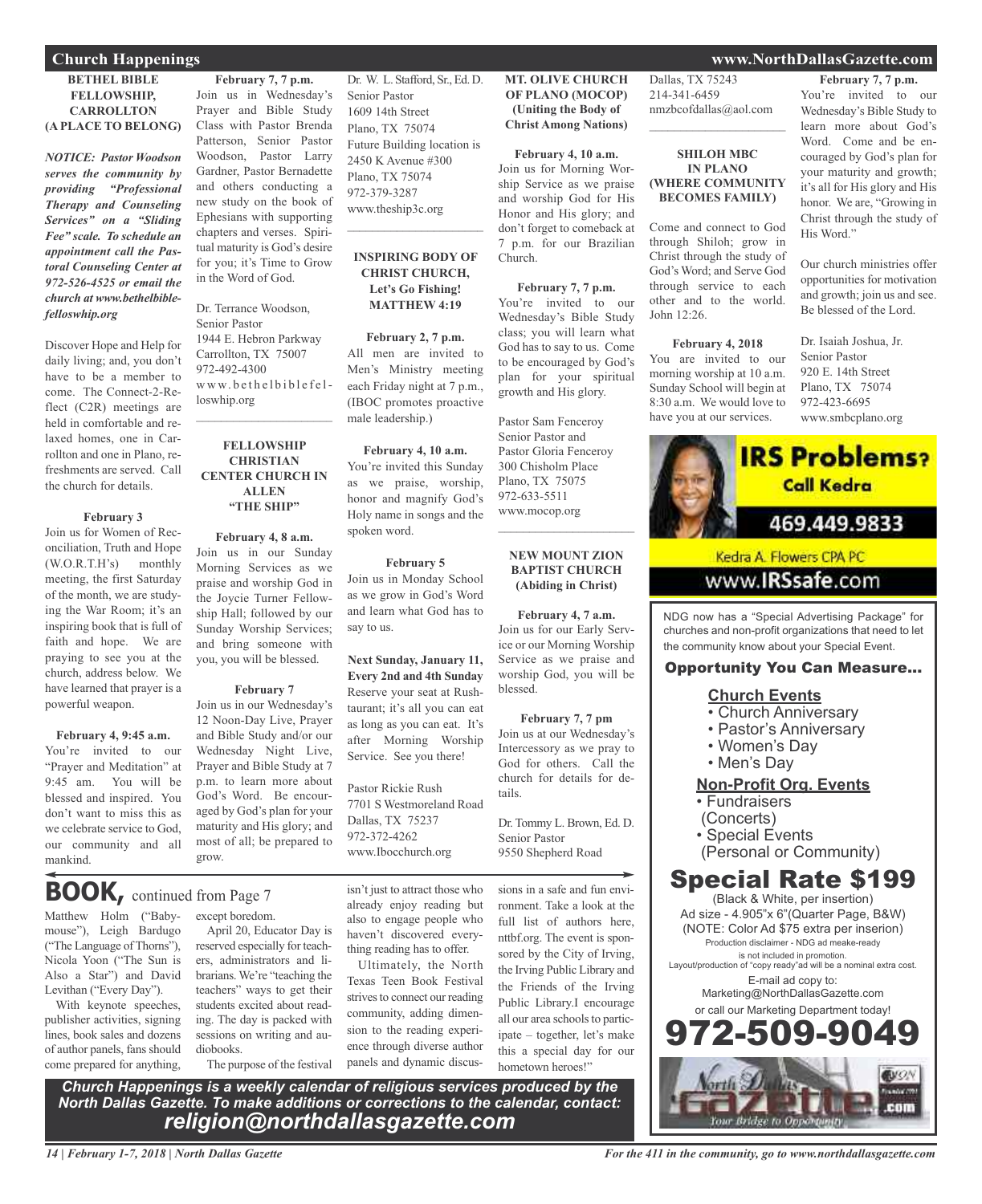## Church Happenings

### BETHEL BIBLE FELLOWSHIP, CARROLLTON (A PLACE TO BELONG)

***NOTICE: Pastor Woodson serves the community by providing "Professional Therapy and Counseling Services" on a "Sliding Fee" scale. To schedule an appointment call the Pastoral Counseling Center at 972-526-4525 or email the church at www.bethelbiblefelloswhip.org***

Discover Hope and Help for daily living; and, you don't have to be a member to come. The Connect-2-Reflect (C2R) meetings are held in comfortable and relaxed homes, one in Carrollton and one in Plano, refreshments are served. Call the church for details.

**February 3**

Join us for Women of Reconciliation, Truth and Hope (W.O.R.T.H's) monthly meeting, the first Saturday of the month, we are studying the War Room; it's an inspiring book that is full of faith and hope. We are praying to see you at the church, address below. We have learned that prayer is a powerful weapon.

**February 4, 9:45 a.m.**

You're invited to our "Prayer and Meditation" at 9:45 am. You will be blessed and inspired. You don't want to miss this as we celebrate service to God, our community and all mankind.

**February 7, 7 p.m.**

Join us in Wednesday's Prayer and Bible Study Class with Pastor Brenda Patterson, Senior Pastor Woodson, Pastor Larry Gardner, Pastor Bernadette and others conducting a new study on the book of Ephesians with supporting chapters and verses. Spiritual maturity is God's desire for you; it's Time to Grow in the Word of God.

Dr. Terrance Woodson,
Senior Pastor
1944 E. Hebron Parkway
Carrollton, TX 75007
972-492-4300
www.bethelbiblefelloswhip.org

---

### FELLOWSHIP CHRISTIAN CENTER CHURCH IN ALLEN "THE SHIP"

**February 4, 8 a.m.**

Join us in our Sunday Morning Services as we praise and worship God in the Joycie Turner Fellowship Hall; followed by our Sunday Worship Services; and bring someone with you, you will be blessed.

**February 7**

Join us in our Wednesday's 12 Noon-Day Live, Prayer and Bible Study and/or our Wednesday Night Live, Prayer and Bible Study at 7 p.m. to learn more about God's Word. Be encouraged by God's plan for your maturity and His glory; and most of all; be prepared to grow.

Dr. W. L. Stafford, Sr., Ed. D.
Senior Pastor
1609 14th Street
Plano, TX 75074
Future Building location is
2450 K Avenue #300
Plano, TX 75074
972-379-3287
www.theship3c.org

---

### INSPIRING BODY OF CHRIST CHURCH, Let's Go Fishing! MATTHEW 4:19

**February 2, 7 p.m.**

All men are invited to Men's Ministry meeting each Friday night at 7 p.m., (IBOC promotes proactive male leadership.)

**February 4, 10 a.m.**

You're invited this Sunday as we praise, worship, honor and magnify God's Holy name in songs and the spoken word.

**February 5**

Join us in Monday School as we grow in God's Word and learn what God has to say to us.

**Next Sunday, January 11, Every 2nd and 4th Sunday**

Reserve your seat at Rushtaurant; it's all you can eat as long as you can eat. It's after Morning Worship Service. See you there!

Pastor Rickie Rush
7701 S Westmoreland Road
Dallas, TX 75237
972-372-4262
www.Ibocchurch.org

---

### MT. OLIVE CHURCH OF PLANO (MOCOP) (Uniting the Body of Christ Among Nations)

**February 4, 10 a.m.**

Join us for Morning Worship Service as we praise and worship God for His Honor and His glory; and don't forget to comeback at 7 p.m. for our Brazilian Church.

**February 7, 7 p.m.**

You're invited to our Wednesday's Bible Study class; you will learn what God has to say to us. Come to be encouraged by God's plan for your spiritual growth and His glory.

Pastor Sam Fenceroy
Senior Pastor and
Pastor Gloria Fenceroy
300 Chisholm Place
Plano, TX 75075
972-633-5511
www.mocop.org

---

### NEW MOUNT ZION BAPTIST CHURCH (Abiding in Christ)

**February 4, 7 a.m.**

Join us for our Early Service or our Morning Worship Service as we praise and worship God, you will be blessed.

**February 7, 7 pm**

Join us at our Wednesday's Intercessory as we pray to God for others. Call the church for details for details.

Dr. Tommy L. Brown, Ed. D.
Senior Pastor
9550 Shepherd Road
Dallas, TX 75243
214-341-6459
nmzbcfdallas@aol.com

---

### SHILOH MBC IN PLANO (WHERE COMMUNITY BECOMES FAMILY)

Come and connect to God through Shiloh; grow in Christ through the study of God's Word; and Serve God through service to each other and to the world. John 12:26.

**February 4, 2018**

You are invited to our morning worship at 10 a.m. Sunday School will begin at 8:30 a.m. We would love to have you at our services.

**February 7, 7 p.m.**

You're invited to our Wednesday's Bible Study to learn more about God's Word. Come and be encouraged by God's plan for your maturity and growth; it's all for His glory and His honor. We are, "Growing in Christ through the study of His Word."

Our church ministries offer opportunities for motivation and growth; join us and see. Be blessed of the Lord.

Dr. Isaiah Joshua, Jr.
Senior Pastor
920 E. 14th Street
Plano, TX 75074
972-423-6695
www.smbcplano.org

---

**IRS Problems? Call Kedra**
469.449.9833
Kedra A. Flowers CPA PC
www.IRSsafe.com

---

NDG now has a "Special Advertising Package" for churches and non-profit organizations that need to let the community know about your Special Event.

**Opportunity You Can Measure...**

**Church Events**
- Church Anniversary
- Pastor's Anniversary
- Women's Day
- Men's Day

**Non-Profit Org. Events**
- Fundraisers (Concerts)
- Special Events (Personal or Community)

**Special Rate $199**

(Black & White, per insertion)
Ad size - 4.905"x 6"(Quarter Page, B&W)
(NOTE: Color Ad $75 extra per inserion)
Production disclaimer - NDG ad meake-ready is not included in promotion.
Layout/production of "copy ready"ad will be a nominal extra cost.
E-mail ad copy to: Marketing@NorthDallasGazette.com
or call our Marketing Department today!

**972-509-9049**

North Dallas Gazette .com — Your Bridge to Opportunity

---

## BOOK, continued from Page 7

Matthew Holm ("Babymouse"), Leigh Bardugo ("The Language of Thorns"), Nicola Yoon ("The Sun is Also a Star") and David Levithan ("Every Day").

With keynote speeches, publisher activities, signing lines, book sales and dozens of author panels, fans should come prepared for anything, except boredom.

April 20, Educator Day is reserved especially for teachers, administrators and librarians. We're "teaching the teachers" ways to get their students excited about reading. The day is packed with sessions on writing and audiobooks.

The purpose of the festival isn't just to attract those who already enjoy reading but also to engage people who haven't discovered everything reading has to offer.

Ultimately, the North Texas Teen Book Festival strives to connect our reading community, adding dimension to the reading experience through diverse author panels and dynamic discussions in a safe and fun environment. Take a look at the full list of authors here, nttbf.org. The event is sponsored by the City of Irving, the Irving Public Library and the Friends of the Irving Public Library.I encourage all our area schools to participate – together, let's make this a special day for our hometown heroes!"

---

***Church Happenings is a weekly calendar of religious services produced by the North Dallas Gazette. To make additions or corrections to the calendar, contact: religion@northdallasgazette.com***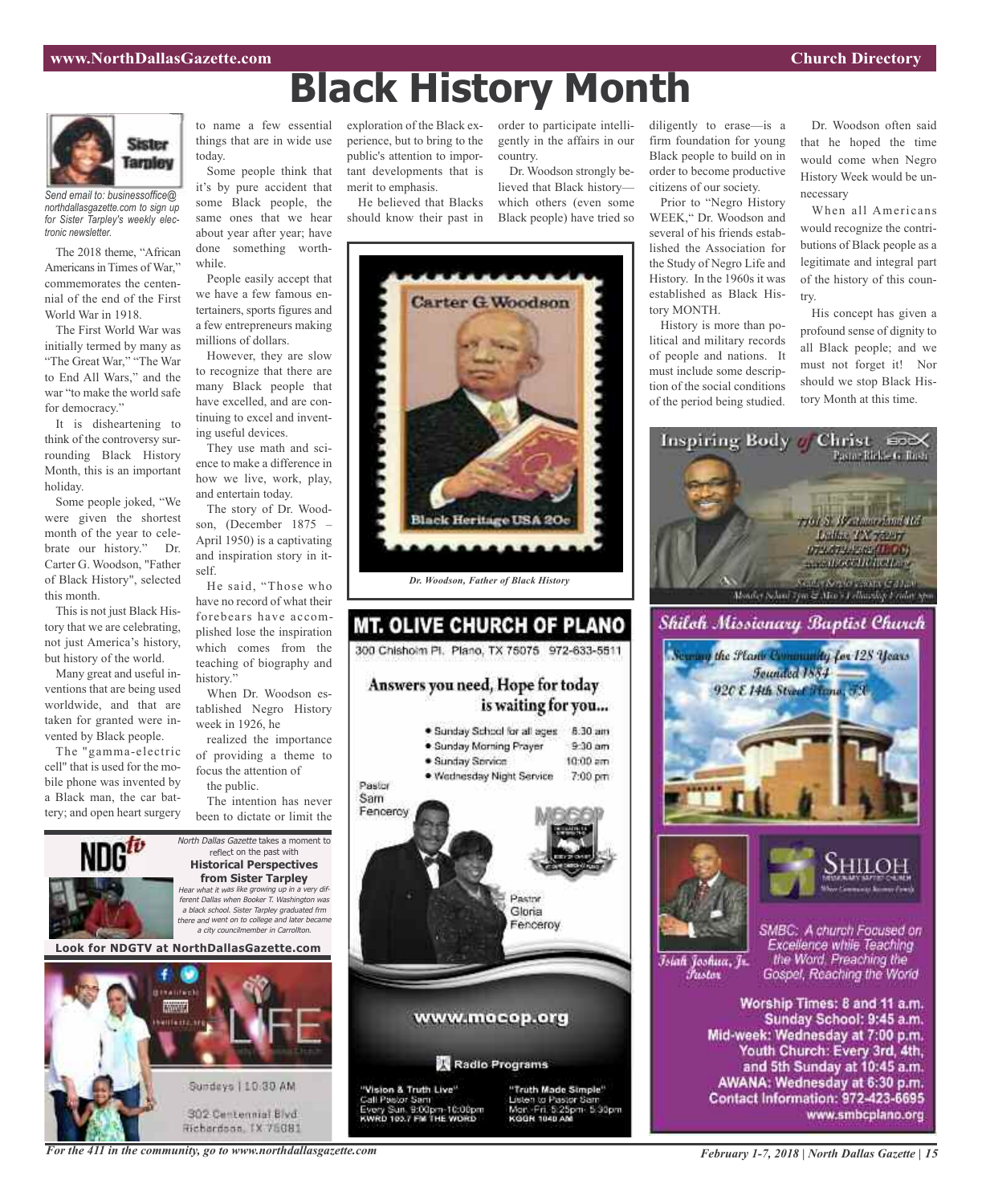# Black History Month

Sister Tarpley

*Send email to: businessoffice@northdallasgazette.com to sign up for Sister Tarpley's weekly electronic newsletter.*

The 2018 theme, "African Americans in Times of War," commemorates the centennial of the end of the First World War in 1918.

The First World War was initially termed by many as "The Great War," "The War to End All Wars," and the war "to make the world safe for democracy."

It is disheartening to think of the controversy surrounding Black History Month, this is an important holiday.

Some people joked, "We were given the shortest month of the year to celebrate our history." Dr. Carter G. Woodson, "Father of Black History", selected this month.

This is not just Black History that we are celebrating, not just America's history, but history of the world.

Many great and useful inventions that are being used worldwide, and that are taken for granted were invented by Black people.

The "gamma-electric cell" that is used for the mobile phone was invented by a Black man, the car battery; and open heart surgery to name a few essential things that are in wide use today.

Some people think that it's by pure accident that some Black people, the same ones that we hear about year after year; have done something worthwhile.

People easily accept that we have a few famous entertainers, sports figures and a few entrepreneurs making millions of dollars.

However, they are slow to recognize that there are many Black people that have excelled, and are continuing to excel and inventing useful devices.

They use math and science to make a difference in how we live, work, play, and entertain today.

The story of Dr. Woodson, (December 1875 – April 1950) is a captivating and inspiration story in itself.

He said, "Those who have no record of what their forebears have accomplished lose the inspiration which comes from the teaching of biography and history."

When Dr. Woodson established Negro History week in 1926, he realized the importance of providing a theme to focus the attention of the public.

The intention has never been to dictate or limit the exploration of the Black experience, but to bring to the public's attention to important developments that is merit to emphasis.

He believed that Blacks should know their past in order to participate intelligently in the affairs in our country.

Dr. Woodson strongly believed that Black history—which others (even some Black people) have tried so diligently to erase—is a firm foundation for young Black people to build on in order to become productive citizens of our society.

Prior to "Negro History WEEK," Dr. Woodson and several of his friends established the Association for the Study of Negro Life and History. In the 1960s it was established as Black History MONTH.

History is more than political and military records of people and nations. It must include some description of the social conditions of the period being studied.

Dr. Woodson often said that he hoped the time would come when Negro History Week would be unnecessary

When all Americans would recognize the contributions of Black people as a legitimate and integral part of the history of this country.

His concept has given a profound sense of dignity to all Black people; and we must not forget it! Nor should we stop Black History Month at this time.

*Dr. Woodson, Father of Black History*

---

**NDGtv**

*North Dallas Gazette* takes a moment to reflect on the past with

**Historical Perspectives from Sister Tarpley**

*Hear what it was like growing up in a very different Dallas when Booker T. Washington was a black school. Sister Tarpley graduated frm there and went on to college and later became a city councilmember in Carrollton.*

**Look for NDGTV at NorthDallasGazette.com**

---

LIFE

Sundays | 10:30 AM

302 Centennial Blvd
Richardson, TX 75081

---

## MT. OLIVE CHURCH OF PLANO

300 Chisholm Pl. Plano, TX 75075 972-633-5511

**Answers you need, Hope for today is waiting for you...**

- Sunday School for all ages 8:30 am
- Sunday Morning Prayer 9:30 am
- Sunday Service 10:00 am
- Wednesday Night Service 7:00 pm

Pastor Sam Fenceroy

Pastor Gloria Fenceroy

www.mocop.org

Radio Programs

"Vision & Truth Live"
Call Pastor Sam
Every Sun. 9:00pm-10:00pm
KWRD 100.7 FM THE WORD

"Truth Made Simple"
Listen to Pastor Sam
Mon.-Fri. 5:25pm- 5:30pm
KGGR 1040 AM

---

## Inspiring Body of Christ

Pastor Rickie G. Rush

7701 S. Westmoreland Rd
Dallas TX 75237
972.372.4262 (IBOC)
www.IBOCchurch.org

---

## Shiloh Missionary Baptist Church

Serving the Plano Community for 128 Years
Founded 1884
920 E 14th Street Plano, TX

Israel Joshua, Jr.
Pastor

SMBC: A church Focused on Excellence while Teaching the Word, Preaching the Gospel, Reaching the World

**Worship Times: 8 and 11 a.m.**
**Sunday School: 9:45 a.m.**
**Mid-week: Wednesday at 7:00 p.m.**
**Youth Church: Every 3rd, 4th, and 5th Sunday at 10:45 a.m.**
**AWANA: Wednesday at 6:30 p.m.**
**Contact Information: 972-423-6695**
**www.smbcplano.org**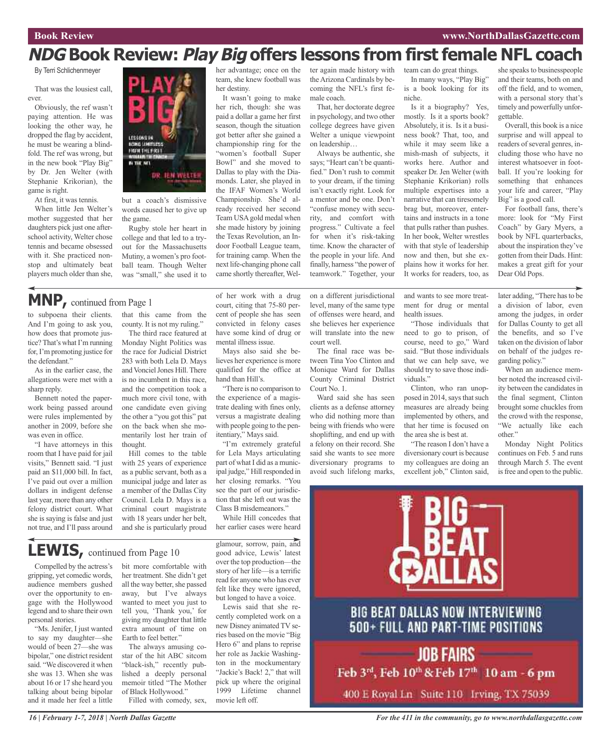# *NDG* Book Review: *Play Big* offers lessons from first female NFL coach

By Terri Schlichenmeyer

That was the lousiest call, ever.

Obviously, the ref wasn't paying attention. He was looking the other way, he dropped the flag by accident, he must be wearing a blindfold. The ref was wrong, but in the new book "Play Big" by Dr. Jen Welter (with Stephanie Krikorian), the game is right.

At first, it was tennis.

When little Jen Welter's mother suggested that her daughters pick just one after-school activity, Welter chose tennis and became obsessed with it. She practiced non-stop and ultimately beat players much older than she, but a coach's dismissive words caused her to give up the game.

Rugby stole her heart in college and that led to a try-out for the Massachusetts Mutiny, a women's pro football team. Though Welter was "small," she used it to her advantage; once on the team, she knew football was her destiny.

It wasn't going to make her rich, though: she was paid a dollar a game her first season, though the situation got better after she gained a championship ring for the "women's football Super Bowl" and she moved to Dallas to play with the Diamonds. Later, she played in the IFAF Women's World Championship. She'd already received her second Team USA gold medal when she made history by joining the Texas Revolution, an Indoor Football League team, for training camp. When the next life-changing phone call came shortly thereafter, Welter again made history with the Arizona Cardinals by becoming the NFL's first female coach.

That, her doctorate degree in psychology, and two other college degrees have given Welter a unique viewpoint on leadership…

Always be authentic, she says; "Heart can't be quantified." Don't rush to commit to your dream, if the timing isn't exactly right. Look for a mentor and be one. Don't "confuse money with security, and comfort with progress." Cultivate a feel for when it's risk-taking time. Know the character of the people in your life. And finally, harness "the power of teamwork." Together, your team can do great things.

In many ways, "Play Big" is a book looking for its niche.

Is it a biography? Yes, mostly. Is it a sports book? Absolutely, it is. Is it a business book? That, too, and while it may seem like a mish-mash of subjects, it works here. Author and speaker Dr. Jen Welter (with Stephanie Krikorian) rolls multiple expertises into a narrative that can tiresomely brag but, moreover, entertains and instructs in a tone that pulls rather than pushes. In her book, Welter wrestles with that style of leadership now and then, but she explains how it works for her. It works for readers, too, as she speaks to businesspeople and their teams, both on and off the field, and to women, with a personal story that's timely and powerfully unforgettable.

Overall, this book is a nice surprise and will appeal to readers of several genres, including those who have no interest whatsoever in football. If you're looking for something that enhances your life and career, "Play Big" is a good call.

For football fans, there's more: look for "My First Coach" by Gary Myers, a book by NFL quarterbacks, about the inspiration they've gotten from their Dads. Hint: makes a great gift for your Dear Old Pops.

## MNP, continued from Page 1

to subpoena their clients. And I'm going to ask you, how does that promote justice? That's what I'm running for, I'm promoting justice for the defendant."

As in the earlier case, the allegations were met with a sharp reply.

Bennett noted the paperwork being passed around were rules implemented by another in 2009, before she was even in office.

"I have attorneys in this room that I have paid for jail visits," Bennett said. "I just paid an $11,000 bill. In fact, I've paid out over a million dollars in indigent defense last year, more than any other felony district court. What she is saying is false and just not true, and I'll pass around that this came from the county. It is not my ruling."

The third race featured at Monday Night Politics was the race for Judicial District 283 with both Lela D. Mays and Vonciel Jones Hill. There is no incumbent in this race, and the competition took a much more civil tone, with one candidate even giving the other a "you got this" pat on the back when she momentarily lost her train of thought.

Hill comes to the table with 25 years of experience as a public servant, both as a municipal judge and later as a member of the Dallas City Council. Lela D. Mays is a criminal court magistrate with 18 years under her belt, and she is particularly proud of her work with a drug court, citing that 75-80 percent of people she has seen convicted in felony cases have some kind of drug or mental illness issue.

Mays also said she believes her experience is more qualified for the office at hand than Hill's.

"There is no comparison to the experience of a magistrate dealing with fines only, versus a magistrate dealing with people going to the penitentiary," Mays said.

"I'm extremely grateful for Lela Mays articulating part of what I did as a municipal judge," Hill responded in her closing remarks. "You see the part of our jurisdiction that she left out was the Class B misdemeanors."

While Hill concedes that her earlier cases were heard on a different jurisdictional level, many of the same type of offenses were heard, and she believes her experience will translate into the new court well.

The final race was between Tina Yoo Clinton and Monique Ward for Dallas County Criminal District Court No. 1.

Ward said she has seen clients as a defense attorney who did nothing more than being with friends who were shoplifting, and end up with a felony on their record. She said she wants to see more diversionary programs to avoid such lifelong marks, and wants to see more treatment for drug or mental health issues.

"Those individuals that need to go to prison, of course, need to go," Ward said. "But those individuals that we can help save, we should try to save those individuals."

Clinton, who ran unopposed in 2014, says that such measures are already being implemented by others, and that her time is focused on the area she is best at.

"The reason I don't have a diversionary court is because my colleagues are doing an excellent job," Clinton said, later adding, "There has to be a division of labor, even among the judges, in order for Dallas County to get all the benefits, and so I've taken on the division of labor on behalf of the judges regarding policy."

When an audience member noted the increased civility between the candidates in the final segment, Clinton brought some chuckles from the crowd with the response, "We actually like each other."

Monday Night Politics continues on Feb. 5 and runs through March 5. The event is free and open to the public.

## LEWIS, continued from Page 10

Compelled by the actress's gripping, yet comedic words, audience members gushed over the opportunity to engage with the Hollywood legend and to share their own personal stories.

"Ms. Jenifer, I just wanted to say my daughter—she would of been 27—she was bipolar," one district resident said. "We discovered it when she was 13. When she was about 16 or 17 she heard you talking about being bipolar and it made her feel a little bit more comfortable with her treatment. She didn't get all the way better, she passed away, but I've always wanted to meet you just to tell you, 'Thank you,' for giving my daughter that little extra amount of time on Earth to feel better."

The always amusing co-star of the hit ABC sitcom "black-ish," recently published a deeply personal memoir titled "The Mother of Black Hollywood."

Filled with comedy, sex, glamour, sorrow, pain, and good advice, Lewis' latest over the top production—the story of her life—is a terrific read for anyone who has ever felt like they were ignored, but longed to have a voice.

Lewis said that she recently completed work on a new Disney animated TV series based on the movie "Big Hero 6" and plans to reprise her role as Jackie Washington in the mockumentary "Jackie's Back! 2," that will pick up where the original 1999 Lifetime channel movie left off.

BIG BEAT DALLAS

BIG BEAT DALLAS NOW INTERVIEWING 500+ FULL AND PART-TIME POSITIONS

JOB FAIRS

Feb 3rd, Feb 10th & Feb 17th | 10 am - 6 pm

400 E Royal Ln Suite 110 Irving, TX 75039